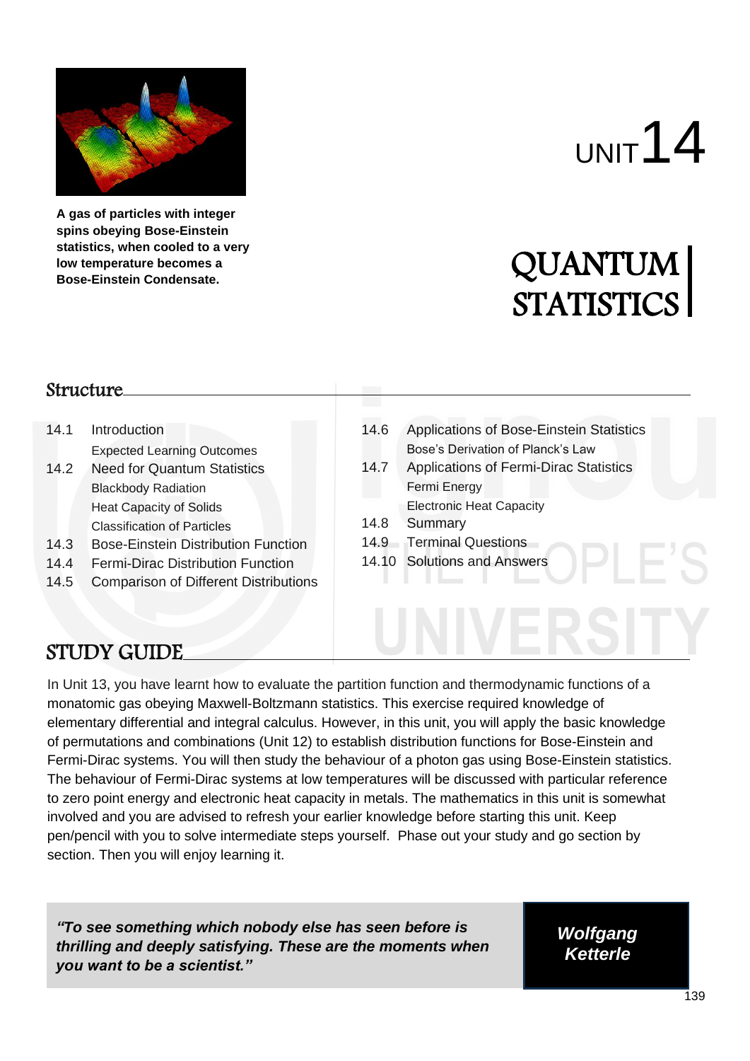A gas of particles with integer spins obeying Bose-Einstein statistics, when cooled to a very low temperature becomes a Bose-Einstein Condensate.

# UNIT 14

# QUANTUM STATISTICS

## Structure

14.1 Introduction
- Expected Learning Outcomes

14.2 Need for Quantum Statistics
- Blackbody Radiation
- Heat Capacity of Solids
- Classification of Particles

14.3 Bose-Einstein Distribution Function

14.4 Fermi-Dirac Distribution Function

14.5 Comparison of Different Distributions

14.6 Applications of Bose-Einstein Statistics
- Bose's Derivation of Planck's Law

14.7 Applications of Fermi-Dirac Statistics
- Fermi Energy
- Electronic Heat Capacity

14.8 Summary

14.9 Terminal Questions

14.10 Solutions and Answers

## STUDY GUIDE

In Unit 13, you have learnt how to evaluate the partition function and thermodynamic functions of a monatomic gas obeying Maxwell-Boltzmann statistics. This exercise required knowledge of elementary differential and integral calculus. However, in this unit, you will apply the basic knowledge of permutations and combinations (Unit 12) to establish distribution functions for Bose-Einstein and Fermi-Dirac systems. You will then study the behaviour of a photon gas using Bose-Einstein statistics. The behaviour of Fermi-Dirac systems at low temperatures will be discussed with particular reference to zero point energy and electronic heat capacity in metals. The mathematics in this unit is somewhat involved and you are advised to refresh your earlier knowledge before starting this unit. Keep pen/pencil with you to solve intermediate steps yourself. Phase out your study and go section by section. Then you will enjoy learning it.

> ***"To see something which nobody else has seen before is thrilling and deeply satisfying. These are the moments when you want to be a scientist."***
>
> ***Wolfgang Ketterle***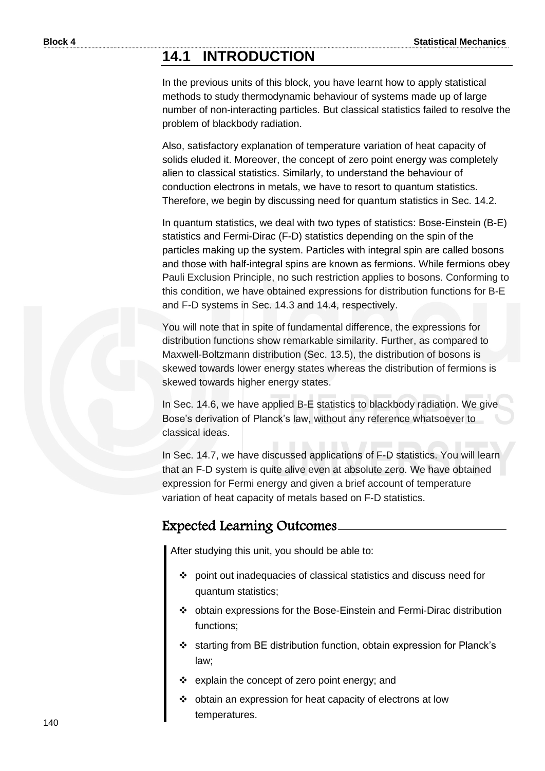## 14.1 INTRODUCTION

In the previous units of this block, you have learnt how to apply statistical methods to study thermodynamic behaviour of systems made up of large number of non-interacting particles. But classical statistics failed to resolve the problem of blackbody radiation.

Also, satisfactory explanation of temperature variation of heat capacity of solids eluded it. Moreover, the concept of zero point energy was completely alien to classical statistics. Similarly, to understand the behaviour of conduction electrons in metals, we have to resort to quantum statistics. Therefore, we begin by discussing need for quantum statistics in Sec. 14.2.

In quantum statistics, we deal with two types of statistics: Bose-Einstein (B-E) statistics and Fermi-Dirac (F-D) statistics depending on the spin of the particles making up the system. Particles with integral spin are called bosons and those with half-integral spins are known as fermions. While fermions obey Pauli Exclusion Principle, no such restriction applies to bosons. Conforming to this condition, we have obtained expressions for distribution functions for B-E and F-D systems in Sec. 14.3 and 14.4, respectively.

You will note that in spite of fundamental difference, the expressions for distribution functions show remarkable similarity. Further, as compared to Maxwell-Boltzmann distribution (Sec. 13.5), the distribution of bosons is skewed towards lower energy states whereas the distribution of fermions is skewed towards higher energy states.

In Sec. 14.6, we have applied B-E statistics to blackbody radiation. We give Bose's derivation of Planck's law, without any reference whatsoever to classical ideas.

In Sec. 14.7, we have discussed applications of F-D statistics. You will learn that an F-D system is quite alive even at absolute zero. We have obtained expression for Fermi energy and given a brief account of temperature variation of heat capacity of metals based on F-D statistics.

### Expected Learning Outcomes

After studying this unit, you should be able to:

- point out inadequacies of classical statistics and discuss need for quantum statistics;
- obtain expressions for the Bose-Einstein and Fermi-Dirac distribution functions;
- starting from BE distribution function, obtain expression for Planck's law;
- explain the concept of zero point energy; and
- obtain an expression for heat capacity of electrons at low temperatures.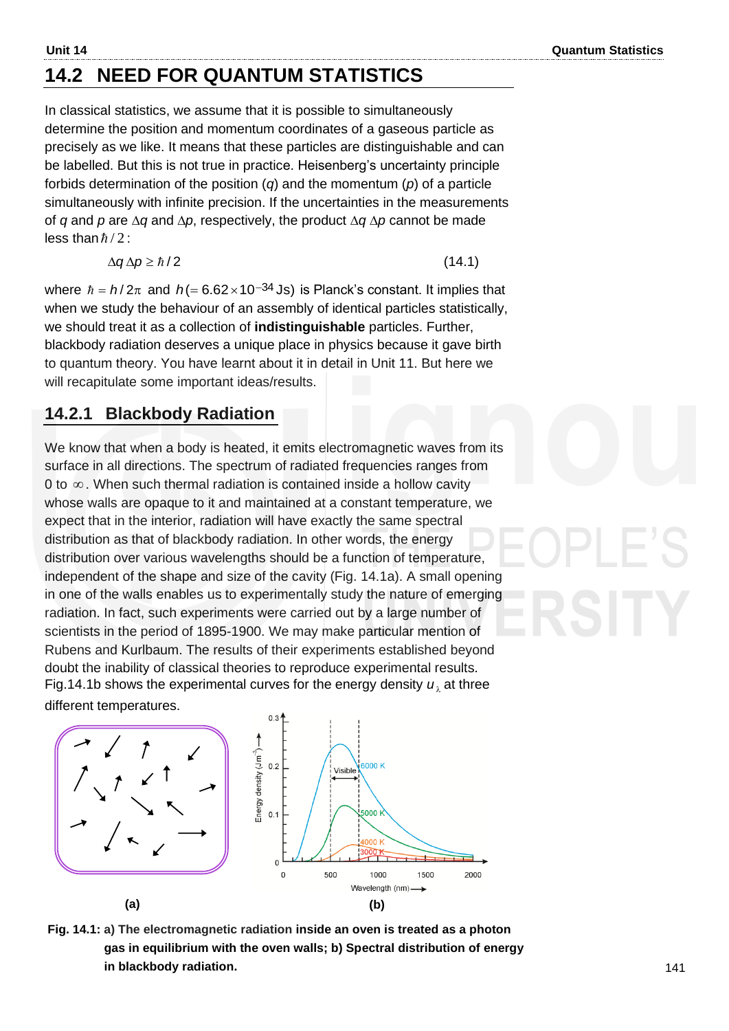## 14.2 NEED FOR QUANTUM STATISTICS

In classical statistics, we assume that it is possible to simultaneously determine the position and momentum coordinates of a gaseous particle as precisely as we like. It means that these particles are distinguishable and can be labelled. But this is not true in practice. Heisenberg's uncertainty principle forbids determination of the position ($q$) and the momentum ($p$) of a particle simultaneously with infinite precision. If the uncertainties in the measurements of $q$ and $p$ are $\Delta q$ and $\Delta p$, respectively, the product $\Delta q\ \Delta p$ cannot be made less than $\hbar/2$:

$$\Delta q\ \Delta p \geq \hbar/2 \tag{14.1}$$

where $\hbar = h/2\pi$ and $h (= 6.62\times10^{-34}$ Js) is Planck's constant. It implies that when we study the behaviour of an assembly of identical particles statistically, we should treat it as a collection of **indistinguishable** particles. Further, blackbody radiation deserves a unique place in physics because it gave birth to quantum theory. You have learnt about it in detail in Unit 11. But here we will recapitulate some important ideas/results.

### 14.2.1 Blackbody Radiation

We know that when a body is heated, it emits electromagnetic waves from its surface in all directions. The spectrum of radiated frequencies ranges from 0 to $\infty$. When such thermal radiation is contained inside a hollow cavity whose walls are opaque to it and maintained at a constant temperature, we expect that in the interior, radiation will have exactly the same spectral distribution as that of blackbody radiation. In other words, the energy distribution over various wavelengths should be a function of temperature, independent of the shape and size of the cavity (Fig. 14.1a). A small opening in one of the walls enables us to experimentally study the nature of emerging radiation. In fact, such experiments were carried out by a large number of scientists in the period of 1895-1900. We may make particular mention of Rubens and Kurlbaum. The results of their experiments established beyond doubt the inability of classical theories to reproduce experimental results. Fig.14.1b shows the experimental curves for the energy density $u_\lambda$ at three different temperatures.

**Fig. 14.1: a) The electromagnetic radiation inside an oven is treated as a photon gas in equilibrium with the oven walls; b) Spectral distribution of energy in blackbody radiation.**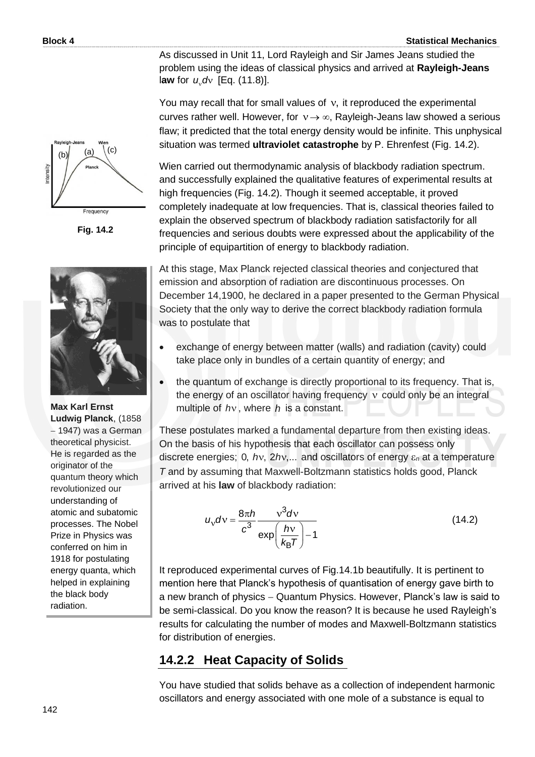As discussed in Unit 11, Lord Rayleigh and Sir James Jeans studied the problem using the ideas of classical physics and arrived at **Rayleigh-Jeans law** for $u_\nu d\nu$ [Eq. (11.8)].

You may recall that for small values of $\nu$, it reproduced the experimental curves rather well. However, for $\nu \to \infty$, Rayleigh-Jeans law showed a serious flaw; it predicted that the total energy density would be infinite. This unphysical situation was termed **ultraviolet catastrophe** by P. Ehrenfest (Fig. 14.2).

Fig. 14.2

Wien carried out thermodynamic analysis of blackbody radiation spectrum. and successfully explained the qualitative features of experimental results at high frequencies (Fig. 14.2). Though it seemed acceptable, it proved completely inadequate at low frequencies. That is, classical theories failed to explain the observed spectrum of blackbody radiation satisfactorily for all frequencies and serious doubts were expressed about the applicability of the principle of equipartition of energy to blackbody radiation.

**Max Karl Ernst Ludwig Planck**, (1858 – 1947) was a German theoretical physicist. He is regarded as the originator of the quantum theory which revolutionized our understanding of atomic and subatomic processes. The Nobel Prize in Physics was conferred on him in 1918 for postulating energy quanta, which helped in explaining the black body radiation.

At this stage, Max Planck rejected classical theories and conjectured that emission and absorption of radiation are discontinuous processes. On December 14,1900, he declared in a paper presented to the German Physical Society that the only way to derive the correct blackbody radiation formula was to postulate that

- exchange of energy between matter (walls) and radiation (cavity) could take place only in bundles of a certain quantity of energy; and
- the quantum of exchange is directly proportional to its frequency. That is, the energy of an oscillator having frequency $\nu$ could only be an integral multiple of $h\nu$, where $h$ is a constant.

These postulates marked a fundamental departure from then existing ideas. On the basis of his hypothesis that each oscillator can possess only discrete energies; 0, $h\nu$, $2h\nu$,... and oscillators of energy $\varepsilon_n$ at a temperature $T$ and by assuming that Maxwell-Boltzmann statistics holds good, Planck arrived at his **law** of blackbody radiation:

$$u_\nu d\nu = \frac{8\pi h}{c^3} \frac{\nu^3 d\nu}{\exp\left(\frac{h\nu}{k_B T}\right) - 1} \tag{14.2}$$

It reproduced experimental curves of Fig.14.1b beautifully. It is pertinent to mention here that Planck's hypothesis of quantisation of energy gave birth to a new branch of physics – Quantum Physics. However, Planck's law is said to be semi-classical. Do you know the reason? It is because he used Rayleigh's results for calculating the number of modes and Maxwell-Boltzmann statistics for distribution of energies.

## 14.2.2 Heat Capacity of Solids

You have studied that solids behave as a collection of independent harmonic oscillators and energy associated with one mole of a substance is equal to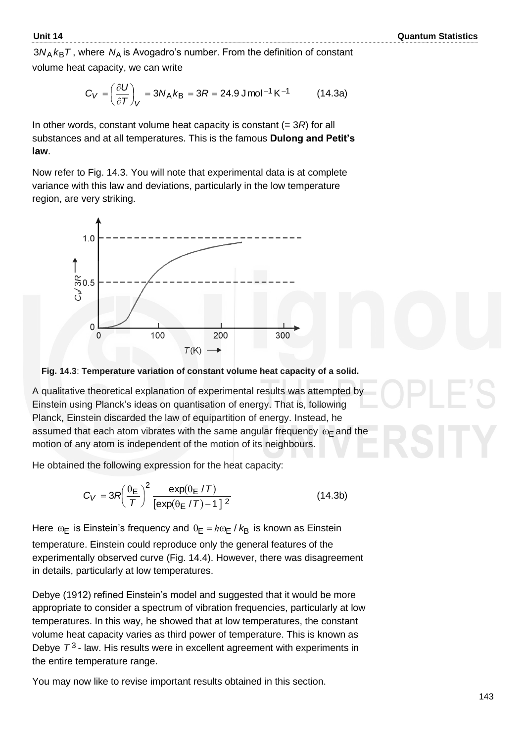$3N_A k_B T$, where $N_A$ is Avogadro's number. From the definition of constant volume heat capacity, we can write

$$C_V = \left(\frac{\partial U}{\partial T}\right)_V = 3N_A k_B = 3R = 24.9\ \text{J mol}^{-1}\,\text{K}^{-1} \qquad (14.3a)$$

In other words, constant volume heat capacity is constant (= $3R$) for all substances and at all temperatures. This is the famous **Dulong and Petit's law**.

Now refer to Fig. 14.3. You will note that experimental data is at complete variance with this law and deviations, particularly in the low temperature region, are very striking.

**Fig. 14.3**: **Temperature variation of constant volume heat capacity of a solid.**

A qualitative theoretical explanation of experimental results was attempted by Einstein using Planck's ideas on quantisation of energy. That is, following Planck, Einstein discarded the law of equipartition of energy. Instead, he assumed that each atom vibrates with the same angular frequency $\omega_E$ and the motion of any atom is independent of the motion of its neighbours.

He obtained the following expression for the heat capacity:

$$C_V = 3R\left(\frac{\theta_E}{T}\right)^2 \frac{\exp(\theta_E / T)}{[\exp(\theta_E / T) - 1]^2} \qquad (14.3b)$$

Here $\omega_E$ is Einstein's frequency and $\theta_E = \hbar\omega_E / k_B$ is known as Einstein temperature. Einstein could reproduce only the general features of the experimentally observed curve (Fig. 14.4). However, there was disagreement in details, particularly at low temperatures.

Debye (1912) refined Einstein's model and suggested that it would be more appropriate to consider a spectrum of vibration frequencies, particularly at low temperatures. In this way, he showed that at low temperatures, the constant volume heat capacity varies as third power of temperature. This is known as Debye $T^3$ - law. His results were in excellent agreement with experiments in the entire temperature range.

You may now like to revise important results obtained in this section.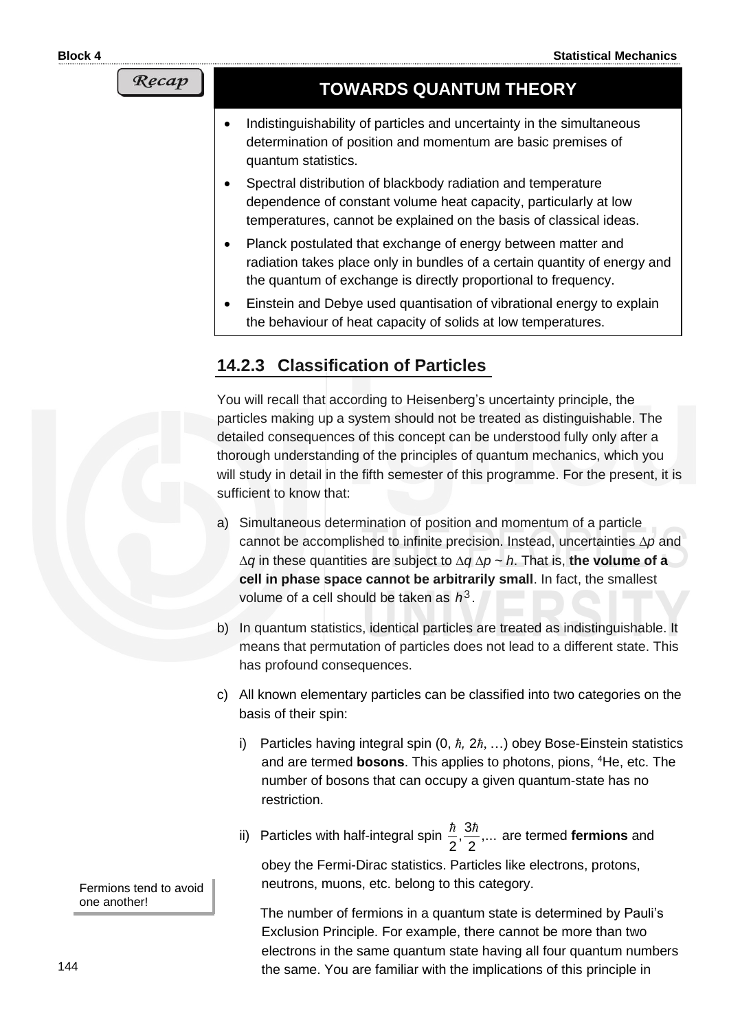*Recap*

## TOWARDS QUANTUM THEORY

- Indistinguishability of particles and uncertainty in the simultaneous determination of position and momentum are basic premises of quantum statistics.
- Spectral distribution of blackbody radiation and temperature dependence of constant volume heat capacity, particularly at low temperatures, cannot be explained on the basis of classical ideas.
- Planck postulated that exchange of energy between matter and radiation takes place only in bundles of a certain quantity of energy and the quantum of exchange is directly proportional to frequency.
- Einstein and Debye used quantisation of vibrational energy to explain the behaviour of heat capacity of solids at low temperatures.

### 14.2.3 Classification of Particles

You will recall that according to Heisenberg's uncertainty principle, the particles making up a system should not be treated as distinguishable. The detailed consequences of this concept can be understood fully only after a thorough understanding of the principles of quantum mechanics, which you will study in detail in the fifth semester of this programme. For the present, it is sufficient to know that:

a) Simultaneous determination of position and momentum of a particle cannot be accomplished to infinite precision. Instead, uncertainties $\Delta p$ and $\Delta q$ in these quantities are subject to $\Delta q \, \Delta p \sim h$. That is, **the volume of a cell in phase space cannot be arbitrarily small**. In fact, the smallest volume of a cell should be taken as $h^3$.

b) In quantum statistics, identical particles are treated as indistinguishable. It means that permutation of particles does not lead to a different state. This has profound consequences.

c) All known elementary particles can be classified into two categories on the basis of their spin:

   i) Particles having integral spin ($0, \hbar, 2\hbar, \ldots$) obey Bose-Einstein statistics and are termed **bosons**. This applies to photons, pions, $^4$He, etc. The number of bosons that can occupy a given quantum-state has no restriction.

   ii) Particles with half-integral spin $\frac{\hbar}{2}, \frac{3\hbar}{2}, \ldots$ are termed **fermions** and obey the Fermi-Dirac statistics. Particles like electrons, protons, neutrons, muons, etc. belong to this category.

Fermions tend to avoid one another!

The number of fermions in a quantum state is determined by Pauli's Exclusion Principle. For example, there cannot be more than two electrons in the same quantum state having all four quantum numbers the same. You are familiar with the implications of this principle in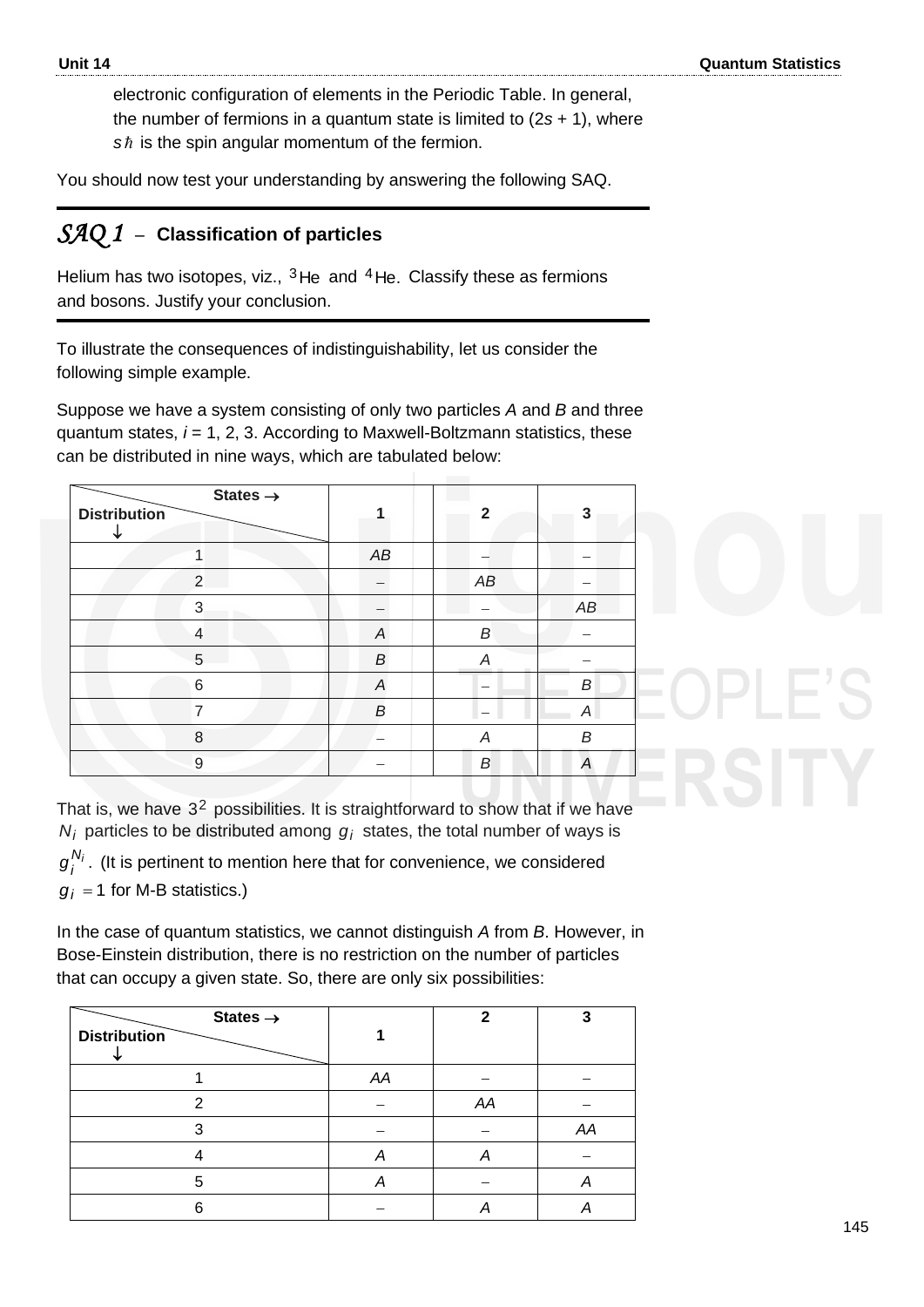electronic configuration of elements in the Periodic Table. In general, the number of fermions in a quantum state is limited to $(2s + 1)$, where $s\hbar$ is the spin angular momentum of the fermion.

You should now test your understanding by answering the following SAQ.

## *SAQ 1* – Classification of particles

Helium has two isotopes, viz., $^3\text{He}$ and $^4\text{He}$. Classify these as fermions and bosons. Justify your conclusion.

To illustrate the consequences of indistinguishability, let us consider the following simple example.

Suppose we have a system consisting of only two particles *A* and *B* and three quantum states, $i = 1, 2, 3$. According to Maxwell-Boltzmann statistics, these can be distributed in nine ways, which are tabulated below:

| Distribution ↓ / States → | 1 | 2 | 3 |
|---|---|---|---|
| 1 | *AB* | – | – |
| 2 | – | *AB* | – |
| 3 | – | – | *AB* |
| 4 | *A* | *B* | – |
| 5 | *B* | *A* | – |
| 6 | *A* | – | *B* |
| 7 | *B* | – | *A* |
| 8 | – | *A* | *B* |
| 9 | – | *B* | *A* |

That is, we have $3^2$ possibilities. It is straightforward to show that if we have $N_i$ particles to be distributed among $g_i$ states, the total number of ways is $g_i^{N_i}$. (It is pertinent to mention here that for convenience, we considered $g_i = 1$ for M-B statistics.)

In the case of quantum statistics, we cannot distinguish *A* from *B*. However, in Bose-Einstein distribution, there is no restriction on the number of particles that can occupy a given state. So, there are only six possibilities:

| Distribution ↓ / States → | 1 | 2 | 3 |
|---|---|---|---|
| 1 | *AA* | – | – |
| 2 | – | *AA* | – |
| 3 | – | – | *AA* |
| 4 | *A* | *A* | – |
| 5 | *A* | – | *A* |
| 6 | – | *A* | *A* |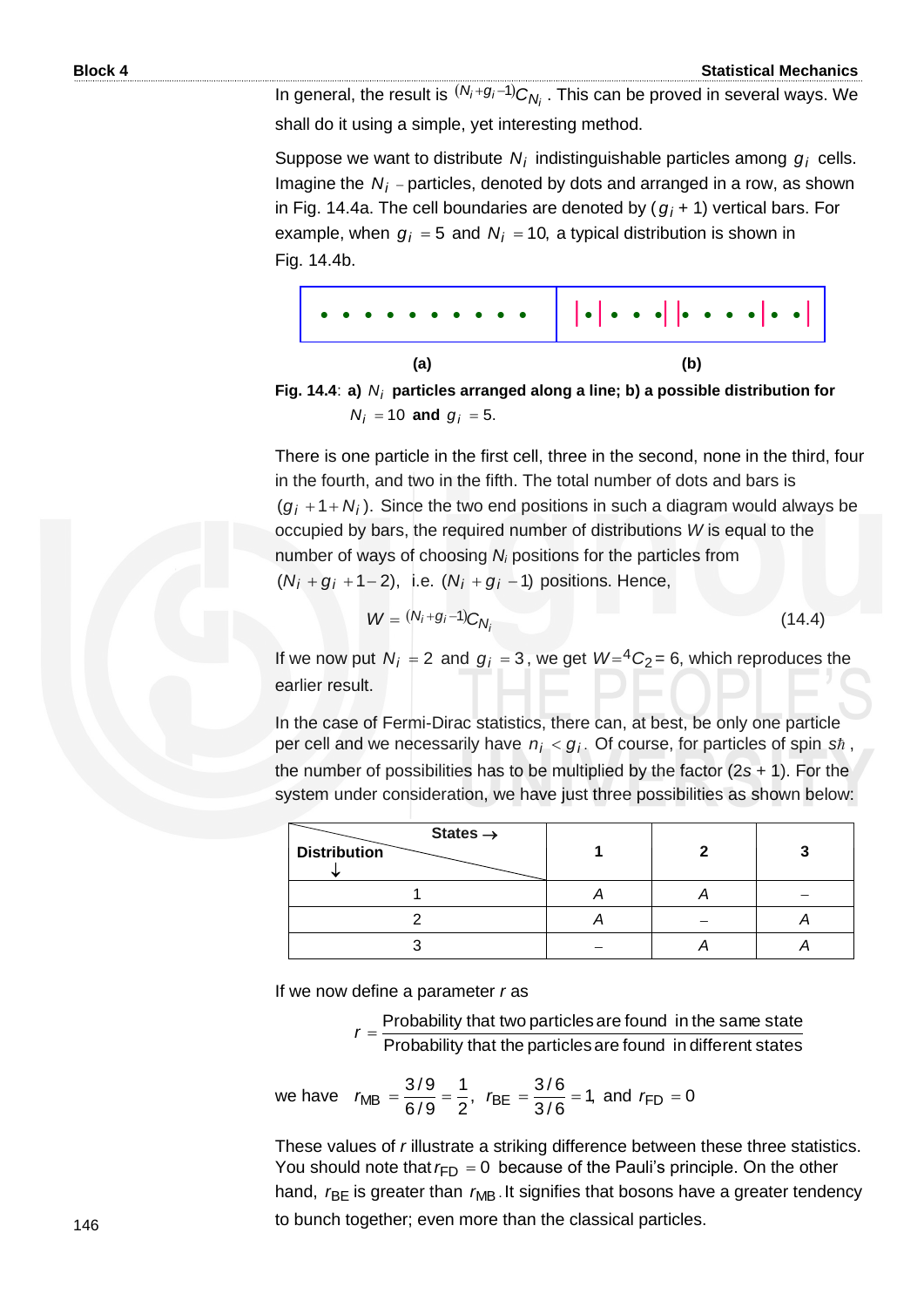In general, the result is $^{(N_i+g_i-1)}C_{N_i}$. This can be proved in several ways. We shall do it using a simple, yet interesting method.

Suppose we want to distribute $N_i$ indistinguishable particles among $g_i$ cells. Imagine the $N_i$ – particles, denoted by dots and arranged in a row, as shown in Fig. 14.4a. The cell boundaries are denoted by $(g_i + 1)$ vertical bars. For example, when $g_i = 5$ and $N_i = 10$, a typical distribution is shown in Fig. 14.4b.

(a) • • • • • • • • • •

(b) | • | • • • | | • • • • | • • |

**Fig. 14.4**: **a)** $N_i$ **particles arranged along a line; b) a possible distribution for** $N_i = 10$ **and** $g_i = 5$.

There is one particle in the first cell, three in the second, none in the third, four in the fourth, and two in the fifth. The total number of dots and bars is $(g_i + 1 + N_i)$. Since the two end positions in such a diagram would always be occupied by bars, the required number of distributions $W$ is equal to the number of ways of choosing $N_i$ positions for the particles from $(N_i + g_i + 1 - 2)$, i.e. $(N_i + g_i - 1)$ positions. Hence,

$$W = {}^{(N_i+g_i-1)}C_{N_i} \tag{14.4}$$

If we now put $N_i = 2$ and $g_i = 3$, we get $W = {}^4C_2 = 6$, which reproduces the earlier result.

In the case of Fermi-Dirac statistics, there can, at best, be only one particle per cell and we necessarily have $n_i < g_i$. Of course, for particles of spin $s\hbar$, the number of possibilities has to be multiplied by the factor $(2s + 1)$. For the system under consideration, we have just three possibilities as shown below:

| Distribution ↓ \ States → | 1 | 2 | 3 |
|---|---|---|---|
| 1 | $A$ | $A$ | – |
| 2 | $A$ | – | $A$ |
| 3 | – | $A$ | $A$ |

If we now define a parameter $r$ as

$$r = \frac{\text{Probability that two particles are found in the same state}}{\text{Probability that the particles are found in different states}}$$

we have $r_{MB} = \dfrac{3/9}{6/9} = \dfrac{1}{2}$, $r_{BE} = \dfrac{3/6}{3/6} = 1$, and $r_{FD} = 0$

These values of $r$ illustrate a striking difference between these three statistics. You should note that $r_{FD} = 0$ because of the Pauli's principle. On the other hand, $r_{BE}$ is greater than $r_{MB}$. It signifies that bosons have a greater tendency to bunch together; even more than the classical particles.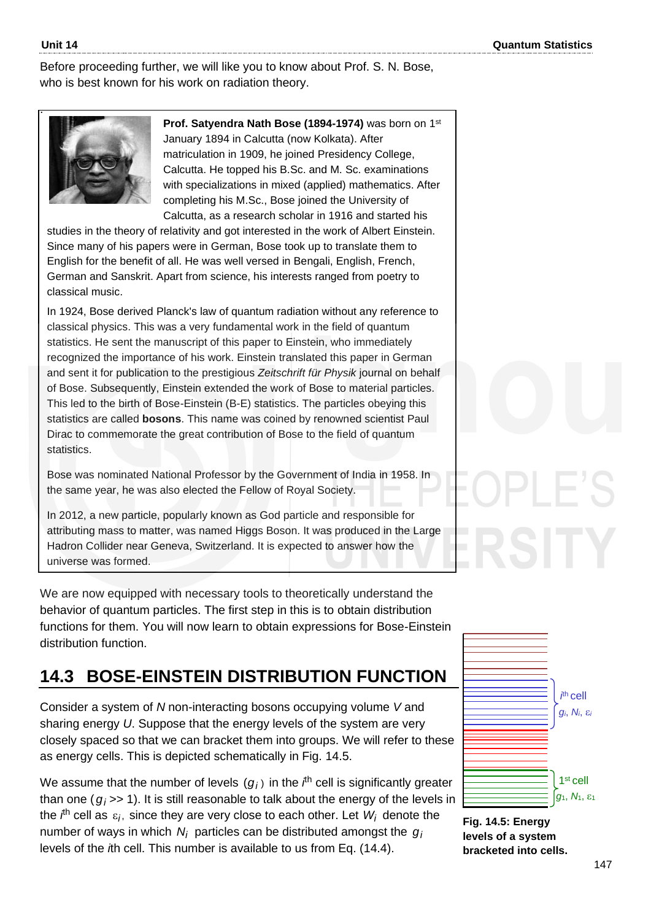Before proceeding further, we will like you to know about Prof. S. N. Bose, who is best known for his work on radiation theory.

**Prof. Satyendra Nath Bose (1894-1974)** was born on 1st January 1894 in Calcutta (now Kolkata). After matriculation in 1909, he joined Presidency College, Calcutta. He topped his B.Sc. and M. Sc. examinations with specializations in mixed (applied) mathematics. After completing his M.Sc., Bose joined the University of Calcutta, as a research scholar in 1916 and started his studies in the theory of relativity and got interested in the work of Albert Einstein. Since many of his papers were in German, Bose took up to translate them to English for the benefit of all. He was well versed in Bengali, English, French, German and Sanskrit. Apart from science, his interests ranged from poetry to classical music.

In 1924, Bose derived Planck's law of quantum radiation without any reference to classical physics. This was a very fundamental work in the field of quantum statistics. He sent the manuscript of this paper to Einstein, who immediately recognized the importance of his work. Einstein translated this paper in German and sent it for publication to the prestigious *Zeitschrift für Physik* journal on behalf of Bose. Subsequently, Einstein extended the work of Bose to material particles. This led to the birth of Bose-Einstein (B-E) statistics. The particles obeying this statistics are called **bosons**. This name was coined by renowned scientist Paul Dirac to commemorate the great contribution of Bose to the field of quantum statistics.

Bose was nominated National Professor by the Government of India in 1958. In the same year, he was also elected the Fellow of Royal Society.

In 2012, a new particle, popularly known as God particle and responsible for attributing mass to matter, was named Higgs Boson. It was produced in the Large Hadron Collider near Geneva, Switzerland. It is expected to answer how the universe was formed.

We are now equipped with necessary tools to theoretically understand the behavior of quantum particles. The first step in this is to obtain distribution functions for them. You will now learn to obtain expressions for Bose-Einstein distribution function.

## 14.3 BOSE-EINSTEIN DISTRIBUTION FUNCTION

Consider a system of $N$ non-interacting bosons occupying volume $V$ and sharing energy $U$. Suppose that the energy levels of the system are very closely spaced so that we can bracket them into groups. We will refer to these as energy cells. This is depicted schematically in Fig. 14.5.

We assume that the number of levels $(g_i)$ in the $i^{\text{th}}$ cell is significantly greater than one ($g_i >> 1$). It is still reasonable to talk about the energy of the levels in the $i^{\text{th}}$ cell as $\varepsilon_i$, since they are very close to each other. Let $W_i$ denote the number of ways in which $N_i$ particles can be distributed amongst the $g_i$ levels of the $i$th cell. This number is available to us from Eq. (14.4).

$i^{\text{th}}$ cell: $g_i, N_i, \varepsilon_i$

$1^{\text{st}}$ cell: $g_1, N_1, \varepsilon_1$

**Fig. 14.5: Energy levels of a system bracketed into cells.**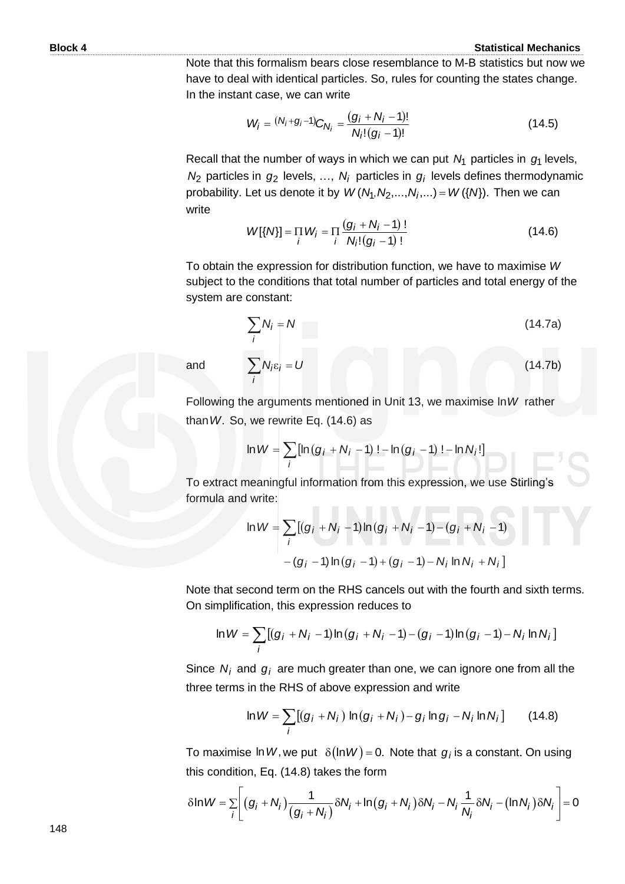Note that this formalism bears close resemblance to M-B statistics but now we have to deal with identical particles. So, rules for counting the states change. In the instant case, we can write

$$W_i = {}^{(N_i + g_i - 1)}C_{N_i} = \frac{(g_i + N_i - 1)!}{N_i!(g_i - 1)!} \tag{14.5}$$

Recall that the number of ways in which we can put $N_1$ particles in $g_1$ levels, $N_2$ particles in $g_2$ levels, …, $N_i$ particles in $g_i$ levels defines thermodynamic probability. Let us denote it by $W(N_1, N_2, ..., N_i, ...) = W(\{N\})$. Then we can write

$$W[\{N\}] = \prod_i W_i = \prod_i \frac{(g_i + N_i - 1)!}{N_i!(g_i - 1)!} \tag{14.6}$$

To obtain the expression for distribution function, we have to maximise $W$ subject to the conditions that total number of particles and total energy of the system are constant:

$$\sum_i N_i = N \tag{14.7a}$$

and

$$\sum_i N_i \varepsilon_i = U \tag{14.7b}$$

Following the arguments mentioned in Unit 13, we maximise $\ln W$ rather than $W$. So, we rewrite Eq. (14.6) as

$$\ln W = \sum_i [\ln(g_i + N_i - 1)! - \ln(g_i - 1)! - \ln N_i!]$$

To extract meaningful information from this expression, we use Stirling's formula and write:

$$\ln W = \sum_i [(g_i + N_i - 1)\ln(g_i + N_i - 1) - (g_i + N_i - 1)$$
$$- (g_i - 1)\ln(g_i - 1) + (g_i - 1) - N_i \ln N_i + N_i]$$

Note that second term on the RHS cancels out with the fourth and sixth terms. On simplification, this expression reduces to

$$\ln W = \sum_i [(g_i + N_i - 1)\ln(g_i + N_i - 1) - (g_i - 1)\ln(g_i - 1) - N_i \ln N_i]$$

Since $N_i$ and $g_i$ are much greater than one, we can ignore one from all the three terms in the RHS of above expression and write

$$\ln W = \sum_i [(g_i + N_i)\ln(g_i + N_i) - g_i \ln g_i - N_i \ln N_i] \tag{14.8}$$

To maximise $\ln W$, we put $\delta(\ln W) = 0$. Note that $g_i$ is a constant. On using this condition, Eq. (14.8) takes the form

$$\delta \ln W = \sum_i \left[ (g_i + N_i)\frac{1}{(g_i + N_i)}\delta N_i + \ln(g_i + N_i)\delta N_i - N_i \frac{1}{N_i}\delta N_i - (\ln N_i)\delta N_i \right] = 0$$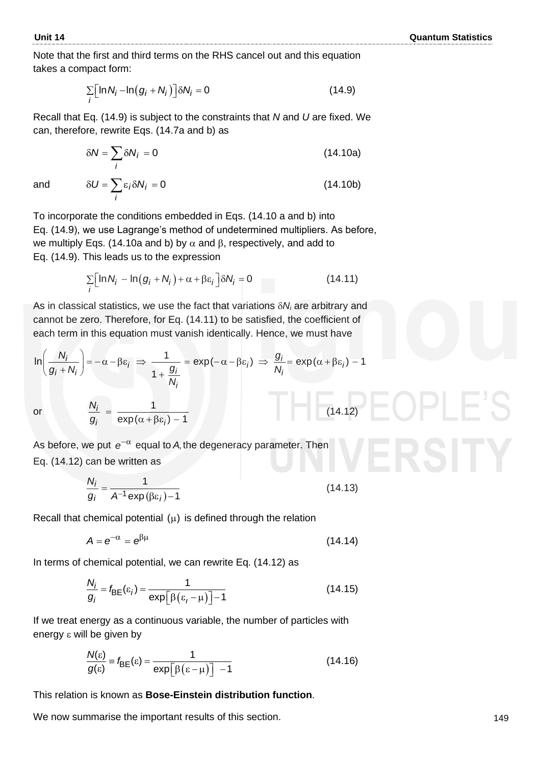Note that the first and third terms on the RHS cancel out and this equation takes a compact form:

$$\sum_i \left[\ln N_i - \ln\left(g_i + N_i\right)\right]\delta N_i = 0 \qquad (14.9)$$

Recall that Eq. (14.9) is subject to the constraints that $N$ and $U$ are fixed. We can, therefore, rewrite Eqs. (14.7a and b) as

$$\delta N = \sum_i \delta N_i = 0 \qquad (14.10a)$$

and

$$\delta U = \sum_i \varepsilon_i \delta N_i = 0 \qquad (14.10b)$$

To incorporate the conditions embedded in Eqs. (14.10 a and b) into Eq. (14.9), we use Lagrange's method of undetermined multipliers. As before, we multiply Eqs. (14.10a and b) by $\alpha$ and $\beta$, respectively, and add to Eq. (14.9). This leads us to the expression

$$\sum_i \left[\ln N_i - \ln\left(g_i + N_i\right) + \alpha + \beta\varepsilon_i\right]\delta N_i = 0 \qquad (14.11)$$

As in classical statistics, we use the fact that variations $\delta N_i$ are arbitrary and cannot be zero. Therefore, for Eq. (14.11) to be satisfied, the coefficient of each term in this equation must vanish identically. Hence, we must have

$$\ln\left(\frac{N_i}{g_i + N_i}\right) = -\alpha - \beta\varepsilon_i \Rightarrow \frac{1}{1 + \dfrac{g_i}{N_i}} = \exp(-\alpha - \beta\varepsilon_i) \Rightarrow \frac{g_i}{N_i} = \exp(\alpha + \beta\varepsilon_i) - 1$$

or

$$\frac{N_i}{g_i} = \frac{1}{\exp(\alpha + \beta\varepsilon_i) - 1} \qquad (14.12)$$

As before, we put $e^{-\alpha}$ equal to $A$, the degeneracy parameter. Then Eq. (14.12) can be written as

$$\frac{N_i}{g_i} = \frac{1}{A^{-1}\exp(\beta\varepsilon_i) - 1} \qquad (14.13)$$

Recall that chemical potential $(\mu)$ is defined through the relation

$$A = e^{-\alpha} = e^{\beta\mu} \qquad (14.14)$$

In terms of chemical potential, we can rewrite Eq. (14.12) as

$$\frac{N_i}{g_i} = f_{BE}(\varepsilon_i) = \frac{1}{\exp\left[\beta\left(\varepsilon_i - \mu\right)\right] - 1} \qquad (14.15)$$

If we treat energy as a continuous variable, the number of particles with energy $\varepsilon$ will be given by

$$\frac{N(\varepsilon)}{g(\varepsilon)} \equiv f_{BE}(\varepsilon) = \frac{1}{\exp\left[\beta\left(\varepsilon - \mu\right)\right] - 1} \qquad (14.16)$$

This relation is known as **Bose-Einstein distribution function**.

We now summarise the important results of this section.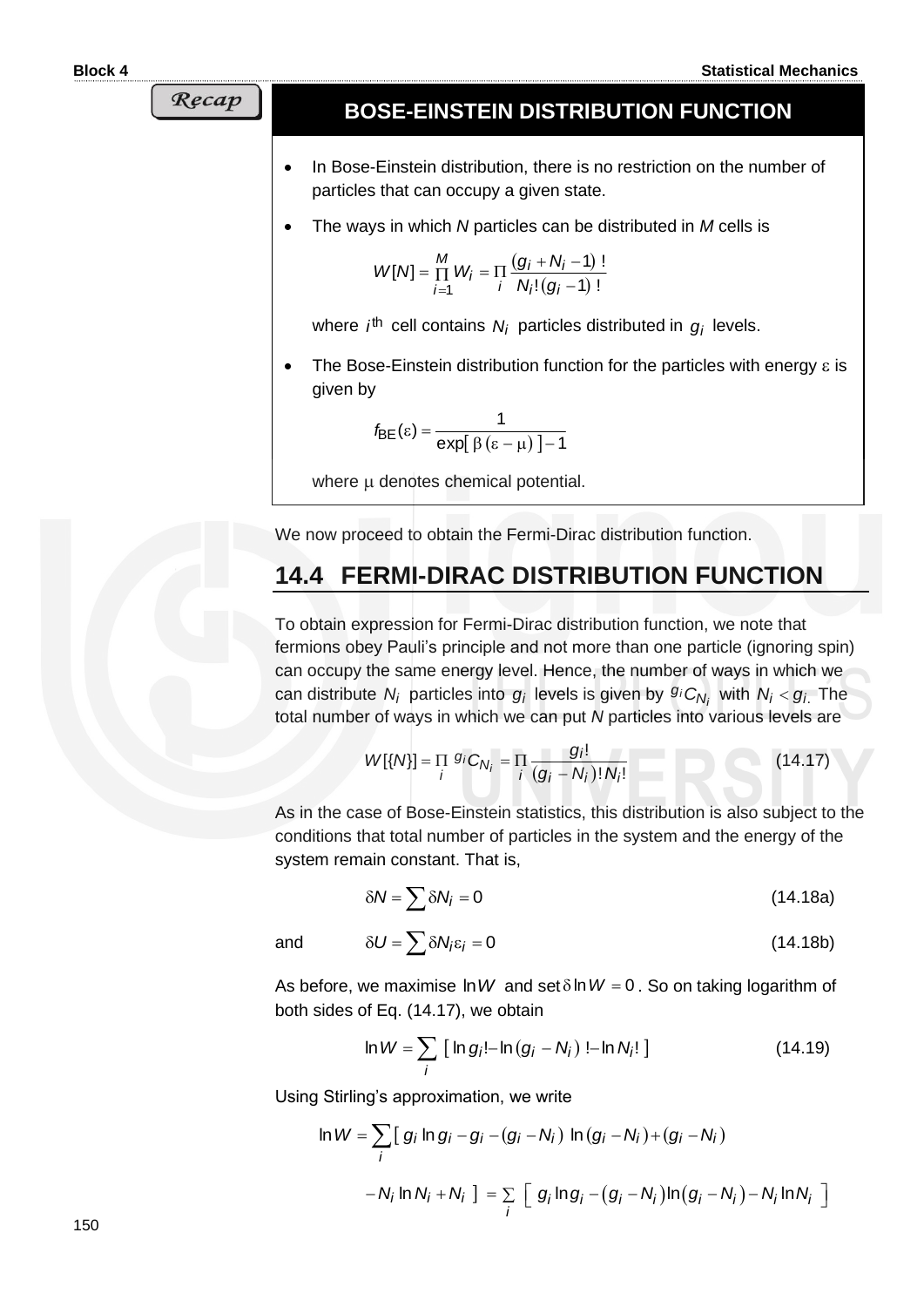Recap

### BOSE-EINSTEIN DISTRIBUTION FUNCTION

- In Bose-Einstein distribution, there is no restriction on the number of particles that can occupy a given state.
- The ways in which *N* particles can be distributed in *M* cells is

$$W[N] = \prod_{i=1}^{M} W_i = \prod_i \frac{(g_i + N_i - 1)\,!}{N_i!\,(g_i - 1)\,!}$$

where $i^{\text{th}}$ cell contains $N_i$ particles distributed in $g_i$ levels.

- The Bose-Einstein distribution function for the particles with energy $\varepsilon$ is given by

$$f_{BE}(\varepsilon) = \frac{1}{\exp[\,\beta\,(\varepsilon - \mu)\,] - 1}$$

where $\mu$ denotes chemical potential.

We now proceed to obtain the Fermi-Dirac distribution function.

## 14.4 FERMI-DIRAC DISTRIBUTION FUNCTION

To obtain expression for Fermi-Dirac distribution function, we note that fermions obey Pauli's principle and not more than one particle (ignoring spin) can occupy the same energy level. Hence, the number of ways in which we can distribute $N_i$ particles into $g_i$ levels is given by ${}^{g_i}C_{N_i}$ with $N_i < g_i$. The total number of ways in which we can put *N* particles into various levels are

$$W[\{N\}] = \prod_i {}^{g_i}C_{N_i} = \prod_i \frac{g_i!}{(g_i - N_i)!\,N_i!} \tag{14.17}$$

As in the case of Bose-Einstein statistics, this distribution is also subject to the conditions that total number of particles in the system and the energy of the system remain constant. That is,

$$\delta N = \sum \delta N_i = 0 \tag{14.18a}$$

and

$$\delta U = \sum \delta N_i \varepsilon_i = 0 \tag{14.18b}$$

As before, we maximise $\ln W$ and set $\delta \ln W = 0$. So on taking logarithm of both sides of Eq. (14.17), we obtain

$$\ln W = \sum_i \left[\, \ln g_i! - \ln (g_i - N_i)\,! - \ln N_i!\,\right] \tag{14.19}$$

Using Stirling's approximation, we write

$$\ln W = \sum_i \left[\, g_i \ln g_i - g_i - (g_i - N_i)\, \ln (g_i - N_i) + (g_i - N_i) \right.$$

$$\left. - N_i \ln N_i + N_i \,\right] = \sum_i \left[\, g_i \ln g_i - (g_i - N_i) \ln (g_i - N_i) - N_i \ln N_i \,\right]$$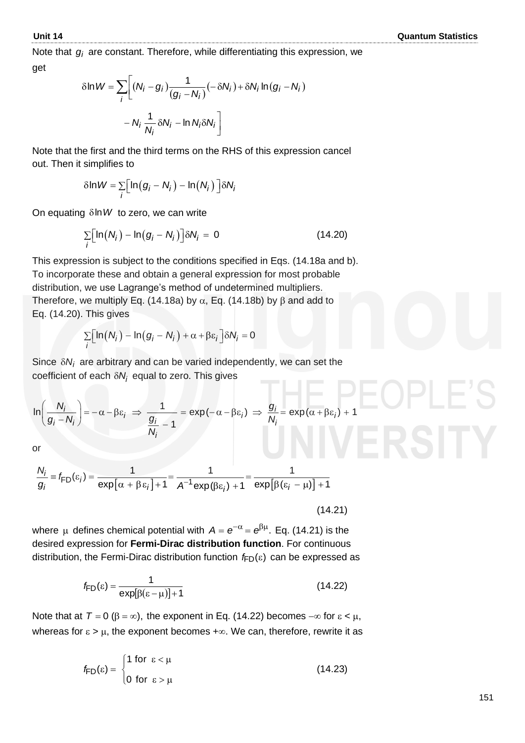Note that $g_i$ are constant. Therefore, while differentiating this expression, we get

$$\delta \ln W = \sum_i \left[ (N_i - g_i) \frac{1}{(g_i - N_i)} (-\delta N_i) + \delta N_i \ln(g_i - N_i) - N_i \frac{1}{N_i} \delta N_i - \ln N_i \delta N_i \right]$$

Note that the first and the third terms on the RHS of this expression cancel out. Then it simplifies to

$$\delta \ln W = \sum_i \left[ \ln(g_i - N_i) - \ln(N_i) \right] \delta N_i$$

On equating $\delta \ln W$ to zero, we can write

$$\sum_i \left[ \ln(N_i) - \ln(g_i - N_i) \right] \delta N_i = 0 \qquad (14.20)$$

This expression is subject to the conditions specified in Eqs. (14.18a and b). To incorporate these and obtain a general expression for most probable distribution, we use Lagrange's method of undetermined multipliers. Therefore, we multiply Eq. (14.18a) by $\alpha$, Eq. (14.18b) by $\beta$ and add to Eq. (14.20). This gives

$$\sum_i \left[ \ln(N_i) - \ln(g_i - N_i) + \alpha + \beta \varepsilon_i \right] \delta N_i = 0$$

Since $\delta N_i$ are arbitrary and can be varied independently, we can set the coefficient of each $\delta N_i$ equal to zero. This gives

$$\ln\left( \frac{N_i}{g_i - N_i} \right) = -\alpha - \beta \varepsilon_i \;\Rightarrow\; \frac{1}{\dfrac{g_i}{N_i} - 1} = \exp(-\alpha - \beta \varepsilon_i) \;\Rightarrow\; \frac{g_i}{N_i} = \exp(\alpha + \beta \varepsilon_i) + 1$$

or

$$\frac{N_i}{g_i} \equiv f_{\text{FD}}(\varepsilon_i) = \frac{1}{\exp\left[\alpha + \beta \varepsilon_i\right] + 1} = \frac{1}{A^{-1} \exp(\beta \varepsilon_i) + 1} = \frac{1}{\exp\left[\beta(\varepsilon_i - \mu)\right] + 1} \qquad (14.21)$$

where $\mu$ defines chemical potential with $A = e^{-\alpha} = e^{\beta\mu}$. Eq. (14.21) is the desired expression for **Fermi-Dirac distribution function**. For continuous distribution, the Fermi-Dirac distribution function $f_{\text{FD}}(\varepsilon)$ can be expressed as

$$f_{\text{FD}}(\varepsilon) = \frac{1}{\exp[\beta(\varepsilon - \mu)] + 1} \qquad (14.22)$$

Note that at $T = 0$ $(\beta = \infty)$, the exponent in Eq. (14.22) becomes $-\infty$ for $\varepsilon < \mu$, whereas for $\varepsilon > \mu$, the exponent becomes $+\infty$. We can, therefore, rewrite it as

$$f_{\text{FD}}(\varepsilon) = \begin{cases} 1 & \text{for } \varepsilon < \mu \\ 0 & \text{for } \varepsilon > \mu \end{cases} \qquad (14.23)$$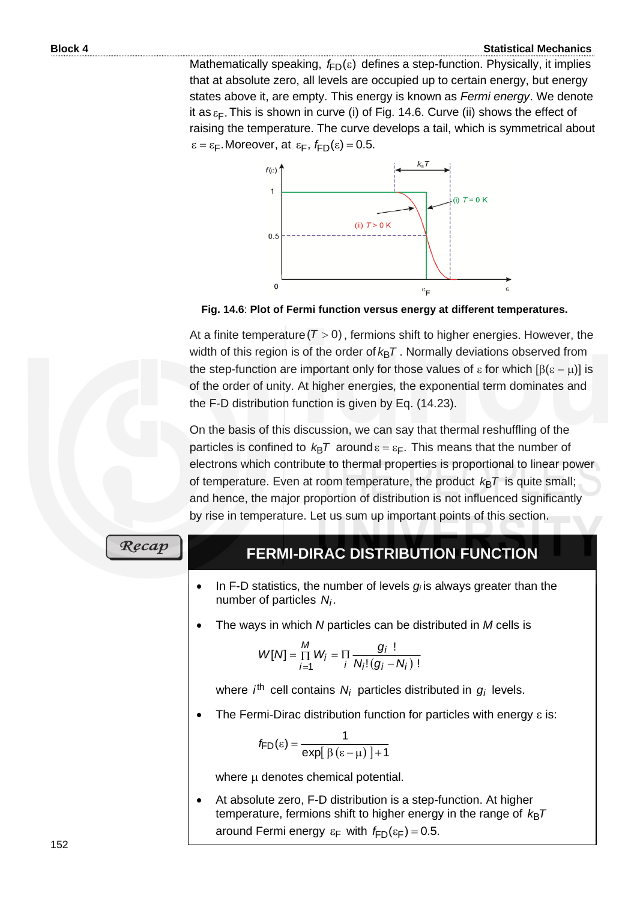Mathematically speaking, $f_{FD}(\varepsilon)$ defines a step-function. Physically, it implies that at absolute zero, all levels are occupied up to certain energy, but energy states above it, are empty. This energy is known as *Fermi energy*. We denote it as $\varepsilon_F$. This is shown in curve (i) of Fig. 14.6. Curve (ii) shows the effect of raising the temperature. The curve develops a tail, which is symmetrical about $\varepsilon = \varepsilon_F$. Moreover, at $\varepsilon_F$, $f_{FD}(\varepsilon) = 0.5$.

**Fig. 14.6**: **Plot of Fermi function versus energy at different temperatures.**

At a finite temperature $(T > 0)$, fermions shift to higher energies. However, the width of this region is of the order of $k_B T$. Normally deviations observed from the step-function are important only for those values of $\varepsilon$ for which $[\beta(\varepsilon - \mu)]$ is of the order of unity. At higher energies, the exponential term dominates and the F-D distribution function is given by Eq. (14.23).

On the basis of this discussion, we can say that thermal reshuffling of the particles is confined to $k_B T$ around $\varepsilon = \varepsilon_F$. This means that the number of electrons which contribute to thermal properties is proportional to linear power of temperature. Even at room temperature, the product $k_B T$ is quite small; and hence, the major proportion of distribution is not influenced significantly by rise in temperature. Let us sum up important points of this section.

**Recap**

## FERMI-DIRAC DISTRIBUTION FUNCTION

- In F-D statistics, the number of levels $g_i$ is always greater than the number of particles $N_i$.
- The ways in which $N$ particles can be distributed in $M$ cells is

$$W[N] = \prod_{i=1}^{M} W_i = \prod_i \frac{g_i\,!}{N_i!\,(g_i - N_i)\,!}$$

  where $i^{\text{th}}$ cell contains $N_i$ particles distributed in $g_i$ levels.

- The Fermi-Dirac distribution function for particles with energy $\varepsilon$ is:

$$f_{FD}(\varepsilon) = \frac{1}{\exp[\,\beta\,(\varepsilon - \mu)\,] + 1}$$

  where $\mu$ denotes chemical potential.

- At absolute zero, F-D distribution is a step-function. At higher temperature, fermions shift to higher energy in the range of $k_B T$ around Fermi energy $\varepsilon_F$ with $f_{FD}(\varepsilon_F) = 0.5$.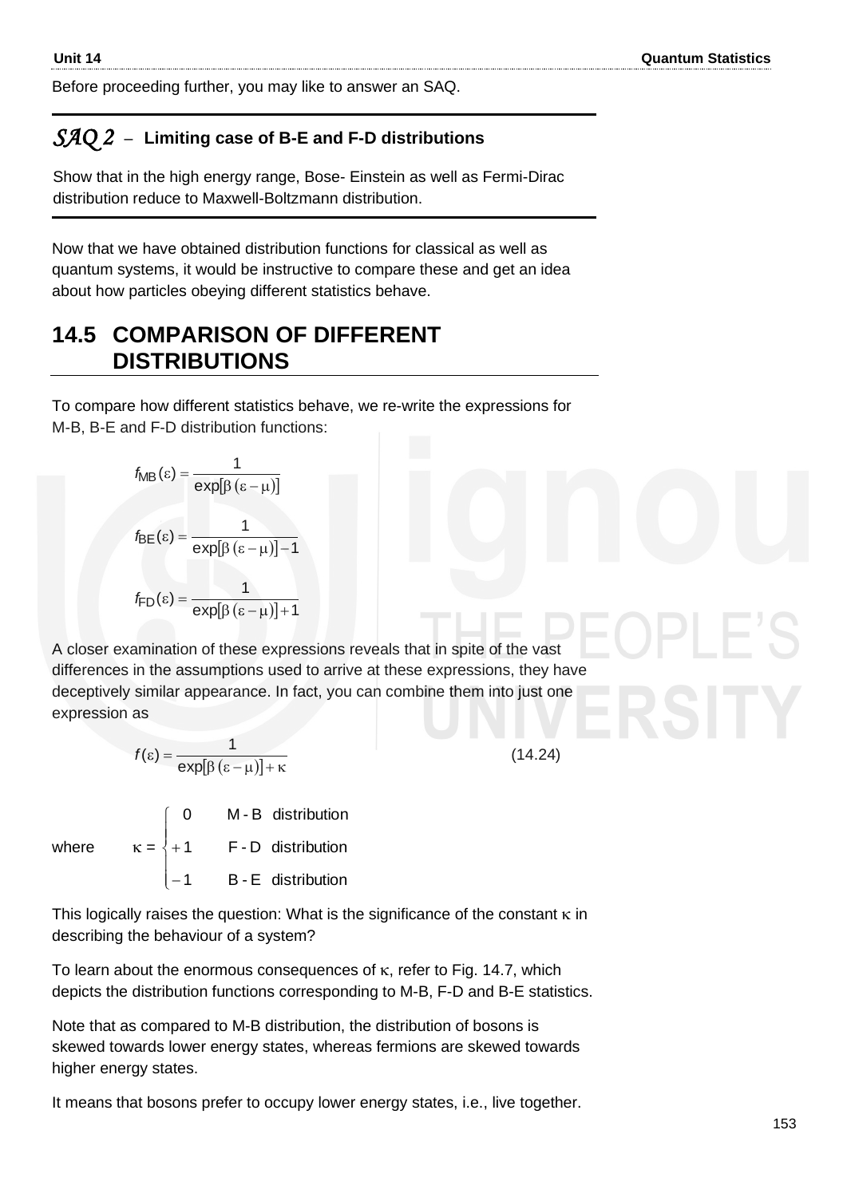Before proceeding further, you may like to answer an SAQ.

---

***SAQ 2*** – **Limiting case of B-E and F-D distributions**

Show that in the high energy range, Bose- Einstein as well as Fermi-Dirac distribution reduce to Maxwell-Boltzmann distribution.

---

Now that we have obtained distribution functions for classical as well as quantum systems, it would be instructive to compare these and get an idea about how particles obeying different statistics behave.

## 14.5 COMPARISON OF DIFFERENT DISTRIBUTIONS

To compare how different statistics behave, we re-write the expressions for M-B, B-E and F-D distribution functions:

$$f_{\text{MB}}(\varepsilon) = \frac{1}{\exp[\beta\,(\varepsilon - \mu)]}$$

$$f_{\text{BE}}(\varepsilon) = \frac{1}{\exp[\beta\,(\varepsilon - \mu)] - 1}$$

$$f_{\text{FD}}(\varepsilon) = \frac{1}{\exp[\beta\,(\varepsilon - \mu)] + 1}$$

A closer examination of these expressions reveals that in spite of the vast differences in the assumptions used to arrive at these expressions, they have deceptively similar appearance. In fact, you can combine them into just one expression as

$$f(\varepsilon) = \frac{1}{\exp[\beta\,(\varepsilon - \mu)] + \kappa} \tag{14.24}$$

where
$$\kappa = \begin{cases} 0 & \text{M-B distribution} \\ +1 & \text{F-D distribution} \\ -1 & \text{B-E distribution} \end{cases}$$

This logically raises the question: What is the significance of the constant $\kappa$ in describing the behaviour of a system?

To learn about the enormous consequences of $\kappa$, refer to Fig. 14.7, which depicts the distribution functions corresponding to M-B, F-D and B-E statistics.

Note that as compared to M-B distribution, the distribution of bosons is skewed towards lower energy states, whereas fermions are skewed towards higher energy states.

It means that bosons prefer to occupy lower energy states, i.e., live together.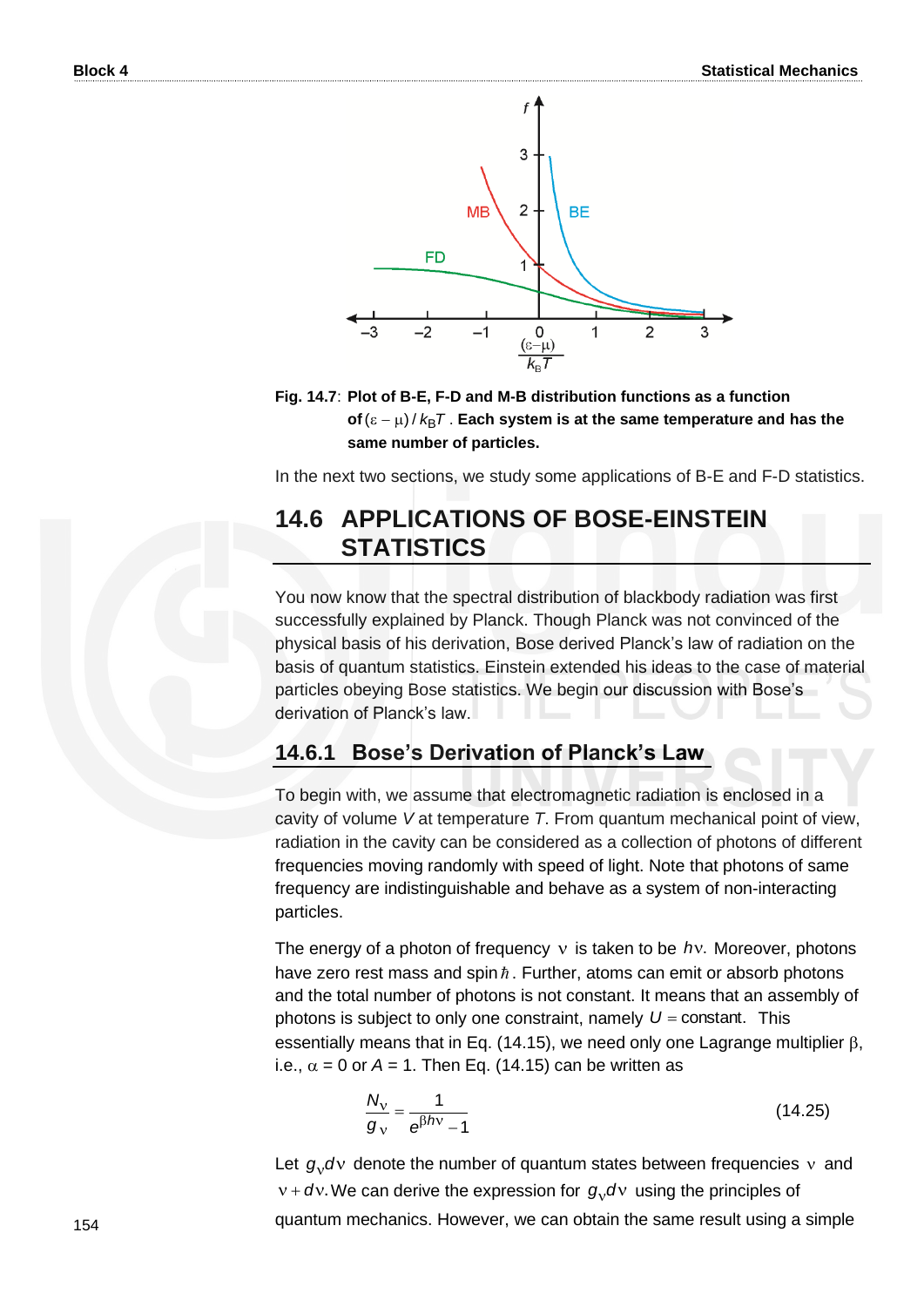Fig. 14.7: **Plot of B-E, F-D and M-B distribution functions as a function of $(\varepsilon - \mu)/k_B T$. Each system is at the same temperature and has the same number of particles.**

In the next two sections, we study some applications of B-E and F-D statistics.

## 14.6 APPLICATIONS OF BOSE-EINSTEIN STATISTICS

You now know that the spectral distribution of blackbody radiation was first successfully explained by Planck. Though Planck was not convinced of the physical basis of his derivation, Bose derived Planck's law of radiation on the basis of quantum statistics. Einstein extended his ideas to the case of material particles obeying Bose statistics. We begin our discussion with Bose's derivation of Planck's law.

### 14.6.1 Bose's Derivation of Planck's Law

To begin with, we assume that electromagnetic radiation is enclosed in a cavity of volume $V$ at temperature $T$. From quantum mechanical point of view, radiation in the cavity can be considered as a collection of photons of different frequencies moving randomly with speed of light. Note that photons of same frequency are indistinguishable and behave as a system of non-interacting particles.

The energy of a photon of frequency $\nu$ is taken to be $h\nu$. Moreover, photons have zero rest mass and spin $\hbar$. Further, atoms can emit or absorb photons and the total number of photons is not constant. It means that an assembly of photons is subject to only one constraint, namely $U$ = constant. This essentially means that in Eq. (14.15), we need only one Lagrange multiplier $\beta$, i.e., $\alpha$ = 0 or $A$ = 1. Then Eq. (14.15) can be written as

$$\frac{N_\nu}{g_\nu} = \frac{1}{e^{\beta h\nu} - 1} \tag{14.25}$$

Let $g_\nu d\nu$ denote the number of quantum states between frequencies $\nu$ and $\nu + d\nu$. We can derive the expression for $g_\nu d\nu$ using the principles of quantum mechanics. However, we can obtain the same result using a simple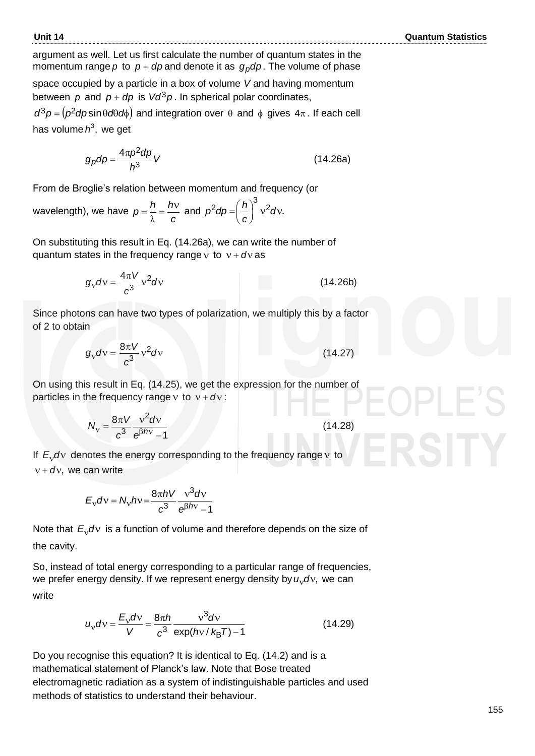argument as well. Let us first calculate the number of quantum states in the momentum range $p$ to $p + dp$ and denote it as $g_p dp$. The volume of phase space occupied by a particle in a box of volume $V$ and having momentum between $p$ and $p + dp$ is $V d^3 p$. In spherical polar coordinates, $d^3 p = \left(p^2 dp \sin\theta d\theta d\phi\right)$ and integration over $\theta$ and $\phi$ gives $4\pi$. If each cell has volume $h^3$, we get

$$g_p dp = \frac{4\pi p^2 dp}{h^3} V \tag{14.26a}$$

From de Broglie's relation between momentum and frequency (or wavelength), we have $p = \frac{h}{\lambda} = \frac{h\nu}{c}$ and $p^2 dp = \left(\frac{h}{c}\right)^3 \nu^2 d\nu$.

On substituting this result in Eq. (14.26a), we can write the number of quantum states in the frequency range $\nu$ to $\nu + d\nu$ as

$$g_\nu d\nu = \frac{4\pi V}{c^3} \nu^2 d\nu \tag{14.26b}$$

Since photons can have two types of polarization, we multiply this by a factor of 2 to obtain

$$g_\nu d\nu = \frac{8\pi V}{c^3} \nu^2 d\nu \tag{14.27}$$

On using this result in Eq. (14.25), we get the expression for the number of particles in the frequency range $\nu$ to $\nu + d\nu$:

$$N_\nu = \frac{8\pi V}{c^3} \frac{\nu^2 d\nu}{e^{\beta h\nu} - 1} \tag{14.28}$$

If $E_\nu d\nu$ denotes the energy corresponding to the frequency range $\nu$ to $\nu + d\nu$, we can write

$$E_\nu d\nu = N_\nu h\nu = \frac{8\pi h V}{c^3} \frac{\nu^3 d\nu}{e^{\beta h\nu} - 1}$$

Note that $E_\nu d\nu$ is a function of volume and therefore depends on the size of the cavity.

So, instead of total energy corresponding to a particular range of frequencies, we prefer energy density. If we represent energy density by $u_\nu d\nu$, we can write

$$u_\nu d\nu = \frac{E_\nu d\nu}{V} = \frac{8\pi h}{c^3} \frac{\nu^3 d\nu}{\exp(h\nu / k_B T) - 1} \tag{14.29}$$

Do you recognise this equation? It is identical to Eq. (14.2) and is a mathematical statement of Planck's law. Note that Bose treated electromagnetic radiation as a system of indistinguishable particles and used methods of statistics to understand their behaviour.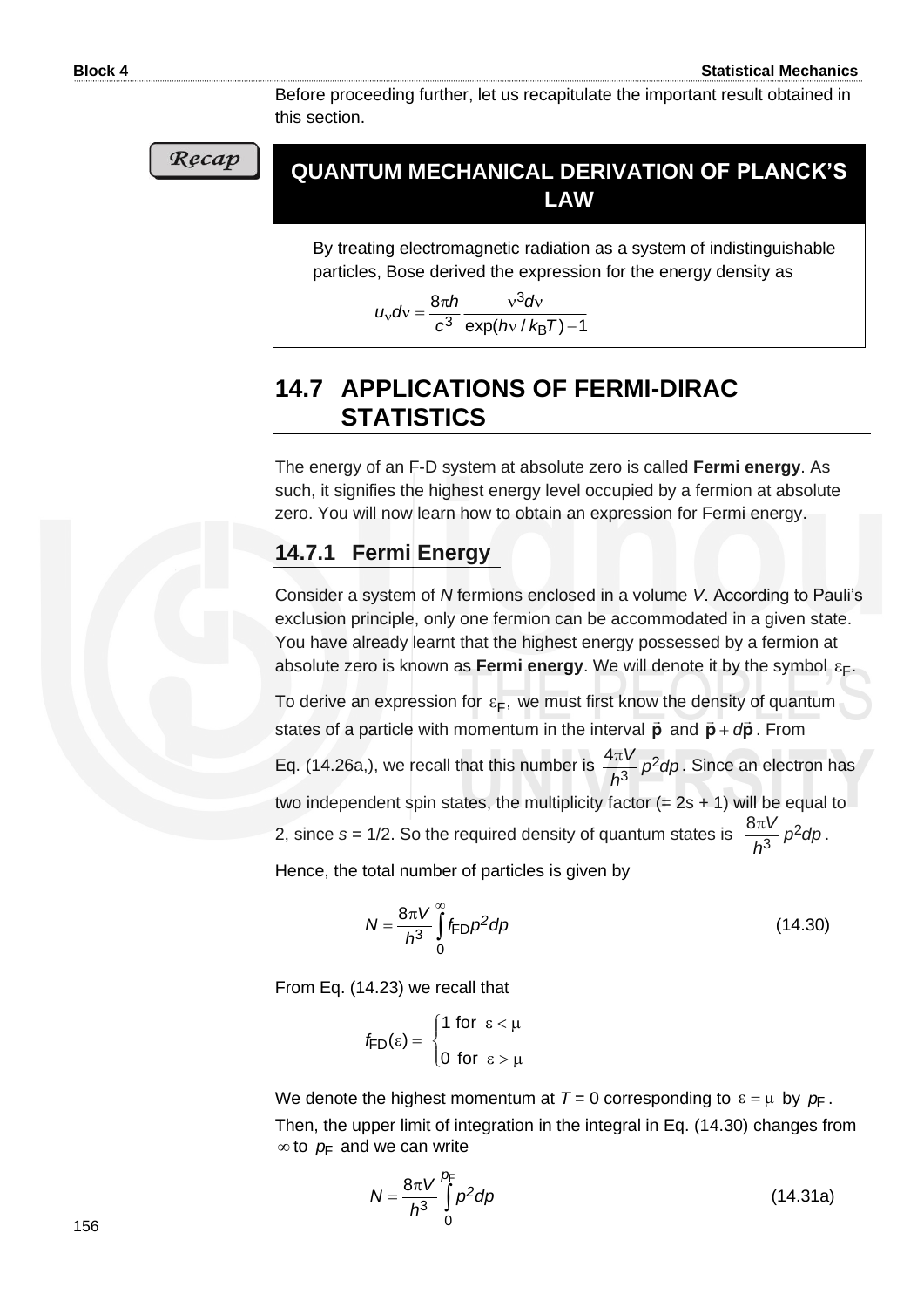Before proceeding further, let us recapitulate the important result obtained in this section.

**Recap**

**QUANTUM MECHANICAL DERIVATION OF PLANCK'S LAW**

By treating electromagnetic radiation as a system of indistinguishable particles, Bose derived the expression for the energy density as

$$u_\nu d\nu = \frac{8\pi h}{c^3} \frac{\nu^3 d\nu}{\exp(h\nu / k_B T) - 1}$$

## 14.7 APPLICATIONS OF FERMI-DIRAC STATISTICS

The energy of an F-D system at absolute zero is called **Fermi energy**. As such, it signifies the highest energy level occupied by a fermion at absolute zero. You will now learn how to obtain an expression for Fermi energy.

### 14.7.1 Fermi Energy

Consider a system of $N$ fermions enclosed in a volume $V$. According to Pauli's exclusion principle, only one fermion can be accommodated in a given state. You have already learnt that the highest energy possessed by a fermion at absolute zero is known as **Fermi energy**. We will denote it by the symbol $\varepsilon_F$.

To derive an expression for $\varepsilon_F$, we must first know the density of quantum states of a particle with momentum in the interval $\vec{\mathbf{p}}$ and $\vec{\mathbf{p}} + d\vec{\mathbf{p}}$. From Eq. (14.26a,), we recall that this number is $\dfrac{4\pi V}{h^3} p^2 dp$. Since an electron has two independent spin states, the multiplicity factor (= 2s + 1) will be equal to 2, since $s = 1/2$. So the required density of quantum states is $\dfrac{8\pi V}{h^3} p^2 dp$.

Hence, the total number of particles is given by

$$N = \frac{8\pi V}{h^3} \int_0^\infty f_{FD} p^2 dp \tag{14.30}$$

From Eq. (14.23) we recall that

$$f_{FD}(\varepsilon) = \begin{cases} 1 \text{ for } \varepsilon < \mu \\ 0 \text{ for } \varepsilon > \mu \end{cases}$$

We denote the highest momentum at $T = 0$ corresponding to $\varepsilon = \mu$ by $p_F$. Then, the upper limit of integration in the integral in Eq. (14.30) changes from $\infty$ to $p_F$ and we can write

$$N = \frac{8\pi V}{h^3} \int_0^{p_F} p^2 dp \tag{14.31a}$$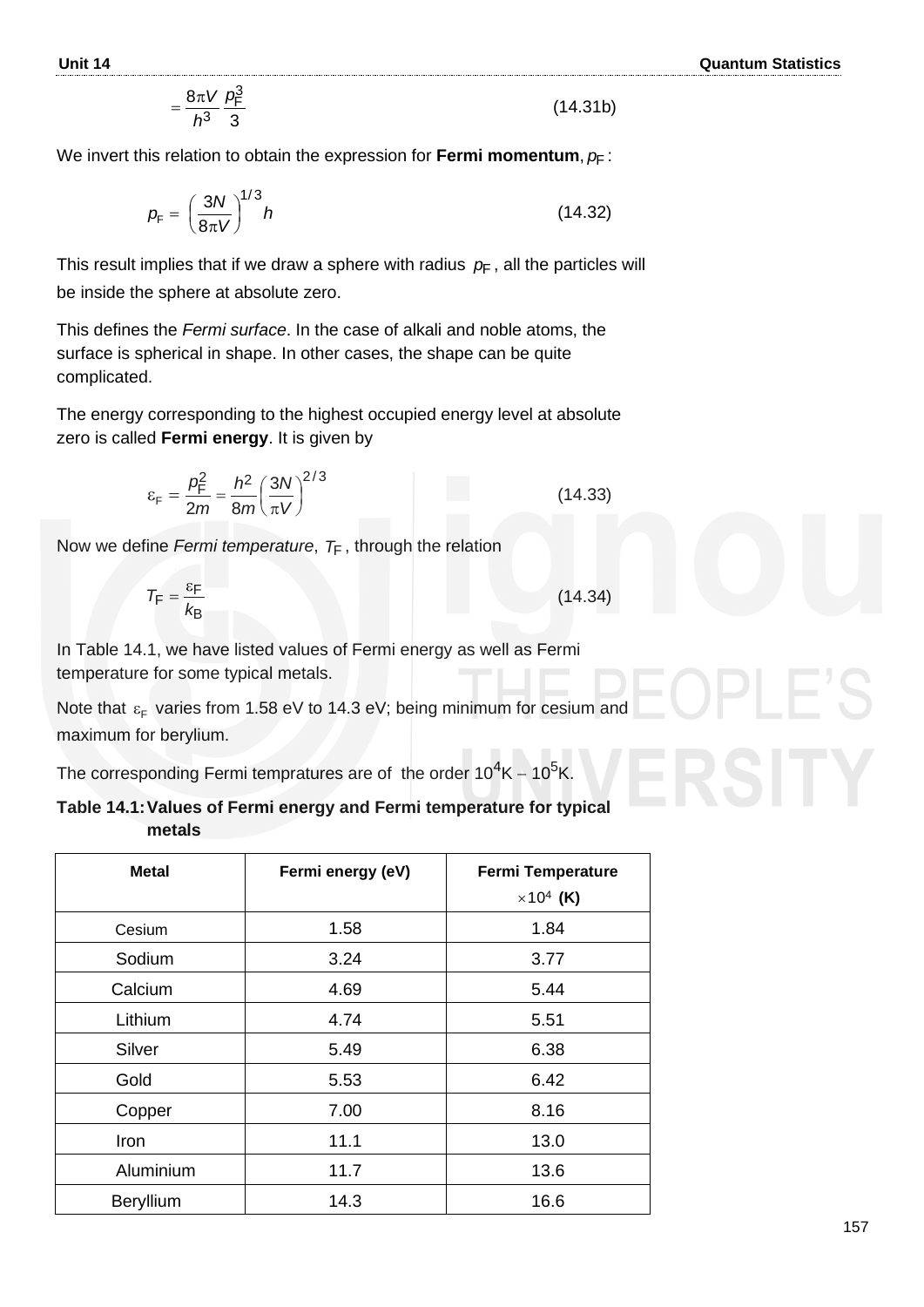$$= \frac{8\pi V}{h^3} \frac{p_F^3}{3} \tag{14.31b}$$

We invert this relation to obtain the expression for **Fermi momentum**, $p_F$ :

$$p_F = \left(\frac{3N}{8\pi V}\right)^{1/3} h \tag{14.32}$$

This result implies that if we draw a sphere with radius $p_F$, all the particles will be inside the sphere at absolute zero.

This defines the *Fermi surface*. In the case of alkali and noble atoms, the surface is spherical in shape. In other cases, the shape can be quite complicated.

The energy corresponding to the highest occupied energy level at absolute zero is called **Fermi energy**. It is given by

$$\varepsilon_F = \frac{p_F^2}{2m} = \frac{h^2}{8m}\left(\frac{3N}{\pi V}\right)^{2/3} \tag{14.33}$$

Now we define *Fermi temperature*, $T_F$, through the relation

$$T_F = \frac{\varepsilon_F}{k_B} \tag{14.34}$$

In Table 14.1, we have listed values of Fermi energy as well as Fermi temperature for some typical metals.

Note that $\varepsilon_F$ varies from 1.58 eV to 14.3 eV; being minimum for cesium and maximum for berylium.

The corresponding Fermi tempratures are of the order $10^4$K – $10^5$K.

**Table 14.1: Values of Fermi energy and Fermi temperature for typical metals**

| Metal | Fermi energy (eV) | Fermi Temperature $\times 10^4$ (K) |
|---|---|---|
| Cesium | 1.58 | 1.84 |
| Sodium | 3.24 | 3.77 |
| Calcium | 4.69 | 5.44 |
| Lithium | 4.74 | 5.51 |
| Silver | 5.49 | 6.38 |
| Gold | 5.53 | 6.42 |
| Copper | 7.00 | 8.16 |
| Iron | 11.1 | 13.0 |
| Aluminium | 11.7 | 13.6 |
| Beryllium | 14.3 | 16.6 |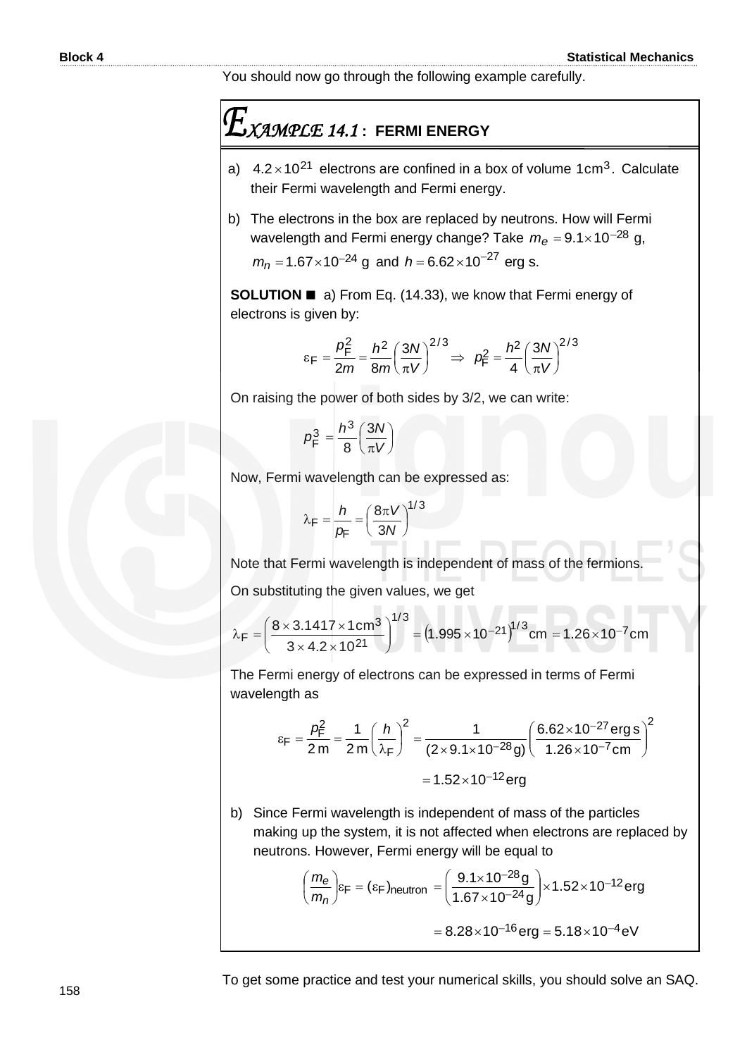You should now go through the following example carefully.

## EXAMPLE 14.1 : FERMI ENERGY

a) $4.2 \times 10^{21}$ electrons are confined in a box of volume $1\text{cm}^3$. Calculate their Fermi wavelength and Fermi energy.

b) The electrons in the box are replaced by neutrons. How will Fermi wavelength and Fermi energy change? Take $m_e = 9.1 \times 10^{-28}$ g, $m_n = 1.67 \times 10^{-24}$ g and $h = 6.62 \times 10^{-27}$ erg s.

**SOLUTION ■** a) From Eq. (14.33), we know that Fermi energy of electrons is given by:

$$\varepsilon_F = \frac{p_F^2}{2m} = \frac{h^2}{8m}\left(\frac{3N}{\pi V}\right)^{2/3} \Rightarrow \; p_F^2 = \frac{h^2}{4}\left(\frac{3N}{\pi V}\right)^{2/3}$$

On raising the power of both sides by 3/2, we can write:

$$p_F^3 = \frac{h^3}{8}\left(\frac{3N}{\pi V}\right)$$

Now, Fermi wavelength can be expressed as:

$$\lambda_F = \frac{h}{p_F} = \left(\frac{8\pi V}{3N}\right)^{1/3}$$

Note that Fermi wavelength is independent of mass of the fermions.

On substituting the given values, we get

$$\lambda_F = \left(\frac{8 \times 3.1417 \times 1\text{cm}^3}{3 \times 4.2 \times 10^{21}}\right)^{1/3} = \left(1.995 \times 10^{-21}\right)^{1/3}\text{cm} = 1.26 \times 10^{-7}\text{cm}$$

The Fermi energy of electrons can be expressed in terms of Fermi wavelength as

$$\varepsilon_F = \frac{p_F^2}{2\,\text{m}} = \frac{1}{2\,\text{m}}\left(\frac{h}{\lambda_F}\right)^2 = \frac{1}{(2 \times 9.1 \times 10^{-28}\text{g})}\left(\frac{6.62 \times 10^{-27}\,\text{erg s}}{1.26 \times 10^{-7}\text{cm}}\right)^2$$

$$= 1.52 \times 10^{-12}\text{erg}$$

b) Since Fermi wavelength is independent of mass of the particles making up the system, it is not affected when electrons are replaced by neutrons. However, Fermi energy will be equal to

$$\left(\frac{m_e}{m_n}\right)\varepsilon_F = (\varepsilon_F)_{\text{neutron}} = \left(\frac{9.1 \times 10^{-28}\text{g}}{1.67 \times 10^{-24}\text{g}}\right) \times 1.52 \times 10^{-12}\text{erg}$$

$$= 8.28 \times 10^{-16}\text{erg} = 5.18 \times 10^{-4}\text{eV}$$

To get some practice and test your numerical skills, you should solve an SAQ.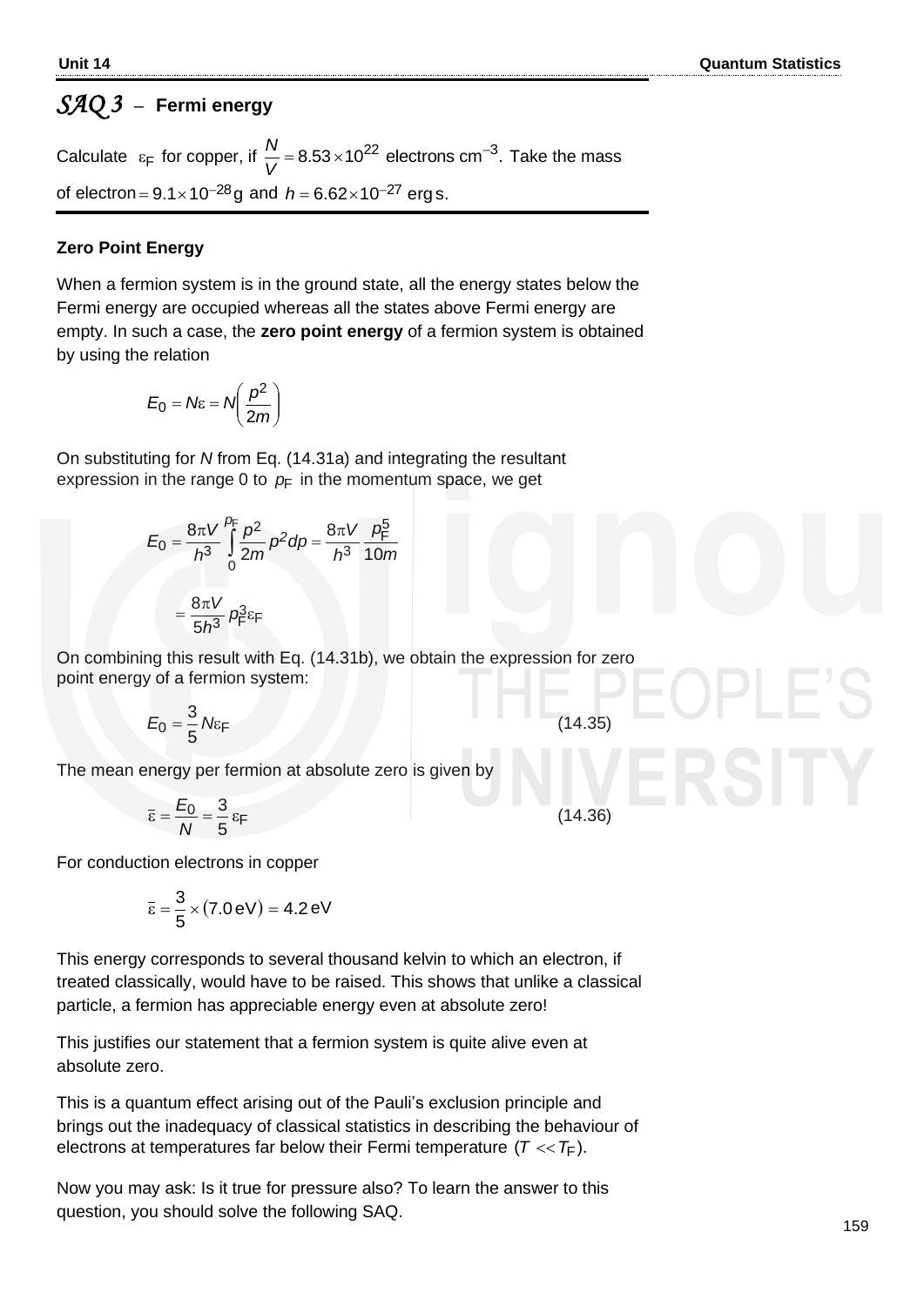## *SAQ 3* – Fermi energy

Calculate $\varepsilon_F$ for copper, if $\frac{N}{V} = 8.53 \times 10^{22}$ electrons cm$^{-3}$. Take the mass of electron $= 9.1 \times 10^{-28}$ g and $h = 6.62 \times 10^{-27}$ erg s.

### Zero Point Energy

When a fermion system is in the ground state, all the energy states below the Fermi energy are occupied whereas all the states above Fermi energy are empty. In such a case, the **zero point energy** of a fermion system is obtained by using the relation

$$E_0 = N\varepsilon = N\left(\frac{p^2}{2m}\right)$$

On substituting for $N$ from Eq. (14.31a) and integrating the resultant expression in the range 0 to $p_F$ in the momentum space, we get

$$E_0 = \frac{8\pi V}{h^3}\int_0^{p_F}\frac{p^2}{2m}p^2 dp = \frac{8\pi V}{h^3}\frac{p_F^5}{10m}$$

$$= \frac{8\pi V}{5h^3}p_F^3\varepsilon_F$$

On combining this result with Eq. (14.31b), we obtain the expression for zero point energy of a fermion system:

$$E_0 = \frac{3}{5}N\varepsilon_F \tag{14.35}$$

The mean energy per fermion at absolute zero is given by

$$\bar{\varepsilon} = \frac{E_0}{N} = \frac{3}{5}\varepsilon_F \tag{14.36}$$

For conduction electrons in copper

$$\bar{\varepsilon} = \frac{3}{5}\times(7.0\,\text{eV}) = 4.2\,\text{eV}$$

This energy corresponds to several thousand kelvin to which an electron, if treated classically, would have to be raised. This shows that unlike a classical particle, a fermion has appreciable energy even at absolute zero!

This justifies our statement that a fermion system is quite alive even at absolute zero.

This is a quantum effect arising out of the Pauli's exclusion principle and brings out the inadequacy of classical statistics in describing the behaviour of electrons at temperatures far below their Fermi temperature $(T << T_F)$.

Now you may ask: Is it true for pressure also? To learn the answer to this question, you should solve the following SAQ.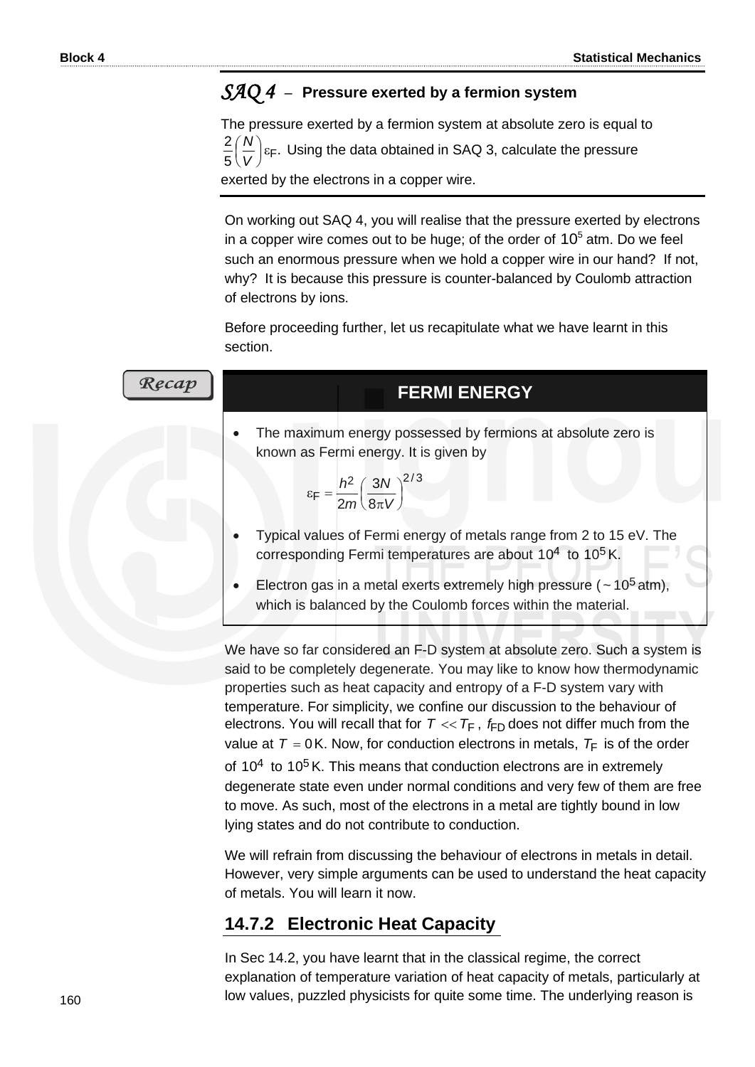### *SAQ 4* – Pressure exerted by a fermion system

The pressure exerted by a fermion system at absolute zero is equal to $\frac{2}{5}\left(\frac{N}{V}\right)\varepsilon_F$. Using the data obtained in SAQ 3, calculate the pressure exerted by the electrons in a copper wire.

---

On working out SAQ 4, you will realise that the pressure exerted by electrons in a copper wire comes out to be huge; of the order of $10^5$ atm. Do we feel such an enormous pressure when we hold a copper wire in our hand? If not, why? It is because this pressure is counter-balanced by Coulomb attraction of electrons by ions.

Before proceeding further, let us recapitulate what we have learnt in this section.

*Recap*

**FERMI ENERGY**

- The maximum energy possessed by fermions at absolute zero is known as Fermi energy. It is given by

$$\varepsilon_F = \frac{h^2}{2m}\left(\frac{3N}{8\pi V}\right)^{2/3}$$

- Typical values of Fermi energy of metals range from 2 to 15 eV. The corresponding Fermi temperatures are about $10^4$ to $10^5$ K.
- Electron gas in a metal exerts extremely high pressure ($\sim 10^5$ atm), which is balanced by the Coulomb forces within the material.

We have so far considered an F-D system at absolute zero. Such a system is said to be completely degenerate. You may like to know how thermodynamic properties such as heat capacity and entropy of a F-D system vary with temperature. For simplicity, we confine our discussion to the behaviour of electrons. You will recall that for $T \ll T_F$, $f_{FD}$ does not differ much from the value at $T = 0$ K. Now, for conduction electrons in metals, $T_F$ is of the order of $10^4$ to $10^5$ K. This means that conduction electrons are in extremely degenerate state even under normal conditions and very few of them are free to move. As such, most of the electrons in a metal are tightly bound in low lying states and do not contribute to conduction.

We will refrain from discussing the behaviour of electrons in metals in detail. However, very simple arguments can be used to understand the heat capacity of metals. You will learn it now.

## 14.7.2 Electronic Heat Capacity

In Sec 14.2, you have learnt that in the classical regime, the correct explanation of temperature variation of heat capacity of metals, particularly at low values, puzzled physicists for quite some time. The underlying reason is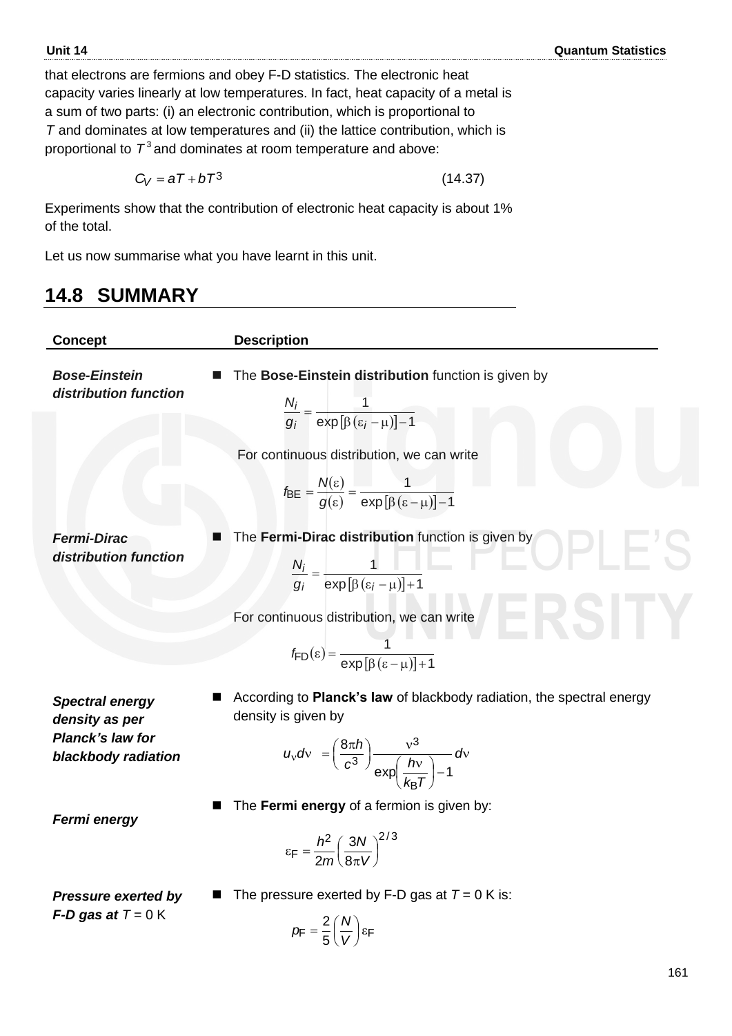that electrons are fermions and obey F-D statistics. The electronic heat capacity varies linearly at low temperatures. In fact, heat capacity of a metal is a sum of two parts: (i) an electronic contribution, which is proportional to $T$ and dominates at low temperatures and (ii) the lattice contribution, which is proportional to $T^3$ and dominates at room temperature and above:

$$C_V = aT + bT^3 \tag{14.37}$$

Experiments show that the contribution of electronic heat capacity is about 1% of the total.

Let us now summarise what you have learnt in this unit.

## 14.8 SUMMARY

| Concept | Description |
|---|---|
| ***Bose-Einstein distribution function*** | The **Bose-Einstein distribution** function is given by $$\frac{N_i}{g_i} = \frac{1}{\exp[\beta(\varepsilon_i - \mu)] - 1}$$ For continuous distribution, we can write $$f_{BE} = \frac{N(\varepsilon)}{g(\varepsilon)} = \frac{1}{\exp[\beta(\varepsilon - \mu)] - 1}$$ |
| ***Fermi-Dirac distribution function*** | The **Fermi-Dirac distribution** function is given by $$\frac{N_i}{g_i} = \frac{1}{\exp[\beta(\varepsilon_i - \mu)] + 1}$$ For continuous distribution, we can write $$f_{FD}(\varepsilon) = \frac{1}{\exp[\beta(\varepsilon - \mu)] + 1}$$ |
| ***Spectral energy density as per Planck's law for blackbody radiation*** | According to **Planck's law** of blackbody radiation, the spectral energy density is given by $$u_\nu d\nu = \left(\frac{8\pi h}{c^3}\right)\frac{\nu^3}{\exp\left(\frac{h\nu}{k_B T}\right) - 1}d\nu$$ |
| ***Fermi energy*** | The **Fermi energy** of a fermion is given by: $$\varepsilon_F = \frac{h^2}{2m}\left(\frac{3N}{8\pi V}\right)^{2/3}$$ |
| ***Pressure exerted by F-D gas at*** $T$ = 0 K | The pressure exerted by F-D gas at $T$ = 0 K is: $$p_F = \frac{2}{5}\left(\frac{N}{V}\right)\varepsilon_F$$ |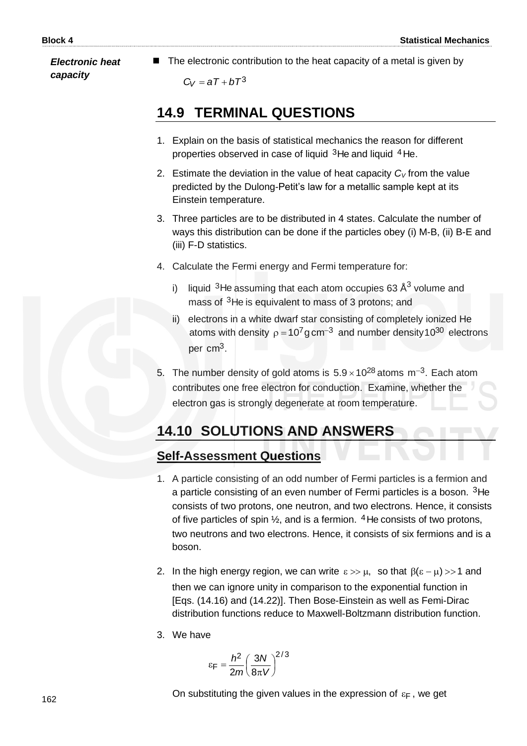*Electronic heat capacity*

- The electronic contribution to the heat capacity of a metal is given by

$$C_V = aT + bT^3$$

## 14.9 TERMINAL QUESTIONS

1. Explain on the basis of statistical mechanics the reason for different properties observed in case of liquid $^3$He and liquid $^4$He.

2. Estimate the deviation in the value of heat capacity $C_V$ from the value predicted by the Dulong-Petit's law for a metallic sample kept at its Einstein temperature.

3. Three particles are to be distributed in 4 states. Calculate the number of ways this distribution can be done if the particles obey (i) M-B, (ii) B-E and (iii) F-D statistics.

4. Calculate the Fermi energy and Fermi temperature for:

   i) liquid $^3$He assuming that each atom occupies 63 Å$^3$ volume and mass of $^3$He is equivalent to mass of 3 protons; and

   ii) electrons in a white dwarf star consisting of completely ionized He atoms with density $\rho = 10^7 \, \text{g cm}^{-3}$ and number density $10^{30}$ electrons per $\text{cm}^3$.

5. The number density of gold atoms is $5.9 \times 10^{28}$ atoms $\text{m}^{-3}$. Each atom contributes one free electron for conduction. Examine, whether the electron gas is strongly degenerate at room temperature.

## 14.10 SOLUTIONS AND ANSWERS

### Self-Assessment Questions

1. A particle consisting of an odd number of Fermi particles is a fermion and a particle consisting of an even number of Fermi particles is a boson. $^3$He consists of two protons, one neutron, and two electrons. Hence, it consists of five particles of spin ½, and is a fermion. $^4$He consists of two protons, two neutrons and two electrons. Hence, it consists of six fermions and is a boson.

2. In the high energy region, we can write $\varepsilon >> \mu$, so that $\beta(\varepsilon - \mu) >> 1$ and then we can ignore unity in comparison to the exponential function in [Eqs. (14.16) and (14.22)]. Then Bose-Einstein as well as Femi-Dirac distribution functions reduce to Maxwell-Boltzmann distribution function.

3. We have

$$\varepsilon_F = \frac{h^2}{2m}\left(\frac{3N}{8\pi V}\right)^{2/3}$$

On substituting the given values in the expression of $\varepsilon_F$, we get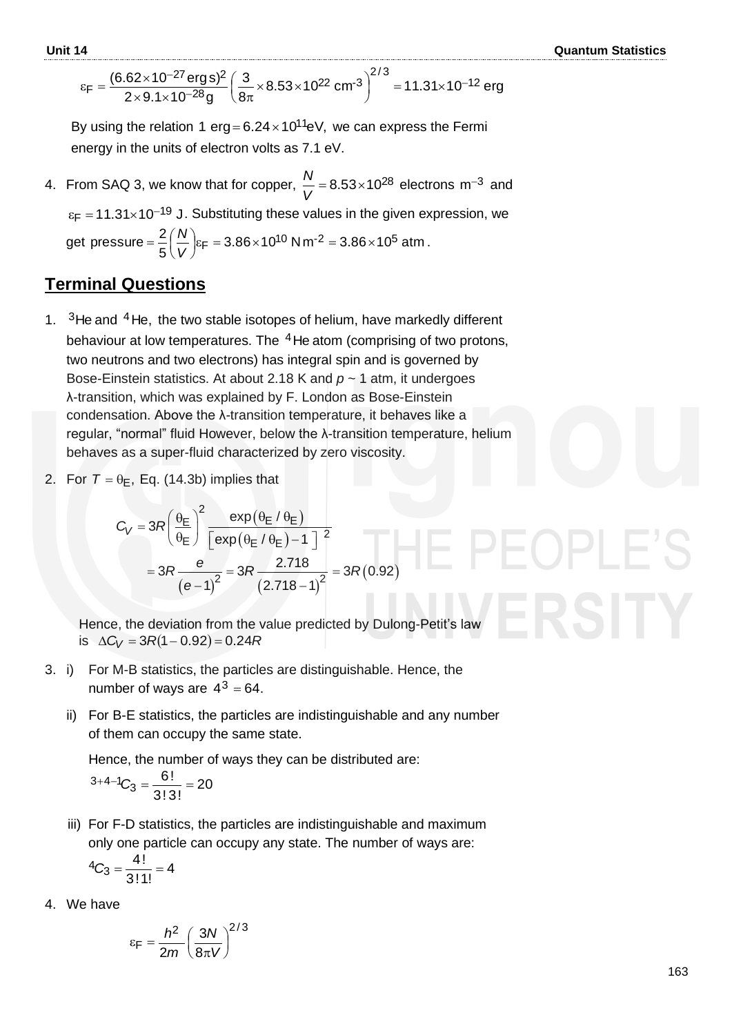$$\varepsilon_F = \frac{(6.62\times10^{-27}\,\text{erg s})^2}{2\times 9.1\times10^{-28}\,\text{g}}\left(\frac{3}{8\pi}\times 8.53\times10^{22}\,\text{cm}^{-3}\right)^{2/3} = 11.31\times10^{-12}\,\text{erg}$$

By using the relation $1\ \text{erg} = 6.24\times10^{11}\text{eV}$, we can express the Fermi energy in the units of electron volts as 7.1 eV.

4. From SAQ 3, we know that for copper, $\frac{N}{V} = 8.53\times10^{28}$ electrons $\text{m}^{-3}$ and $\varepsilon_F = 11.31\times10^{-19}$ J. Substituting these values in the given expression, we get $\text{pressure} = \frac{2}{5}\left(\frac{N}{V}\right)\varepsilon_F = 3.86\times10^{10}\,\text{N m}^{-2} = 3.86\times10^{5}\ \text{atm}$.

## Terminal Questions

1. $^3$He and $^4$He, the two stable isotopes of helium, have markedly different behaviour at low temperatures. The $^4$He atom (comprising of two protons, two neutrons and two electrons) has integral spin and is governed by Bose-Einstein statistics. At about 2.18 K and *p* ~ 1 atm, it undergoes λ-transition, which was explained by F. London as Bose-Einstein condensation. Above the λ-transition temperature, it behaves like a regular, "normal" fluid However, below the λ-transition temperature, helium behaves as a super-fluid characterized by zero viscosity.

2. For $T = \theta_E$, Eq. (14.3b) implies that

$$C_V = 3R\left(\frac{\theta_E}{\theta_E}\right)^2 \frac{\exp(\theta_E/\theta_E)}{\left[\exp(\theta_E/\theta_E)-1\right]^2}$$

$$= 3R\frac{e}{(e-1)^2} = 3R\frac{2.718}{(2.718-1)^2} = 3R(0.92)$$

Hence, the deviation from the value predicted by Dulong-Petit's law is $\Delta C_V = 3R(1-0.92) = 0.24R$

3. i) For M-B statistics, the particles are distinguishable. Hence, the number of ways are $4^3 = 64$.

   ii) For B-E statistics, the particles are indistinguishable and any number of them can occupy the same state.

   Hence, the number of ways they can be distributed are:

   $${}^{3+4-1}C_3 = \frac{6!}{3!\,3!} = 20$$

   iii) For F-D statistics, the particles are indistinguishable and maximum only one particle can occupy any state. The number of ways are:

   $${}^4C_3 = \frac{4!}{3!\,1!} = 4$$

4. We have

$$\varepsilon_F = \frac{h^2}{2m}\left(\frac{3N}{8\pi V}\right)^{2/3}$$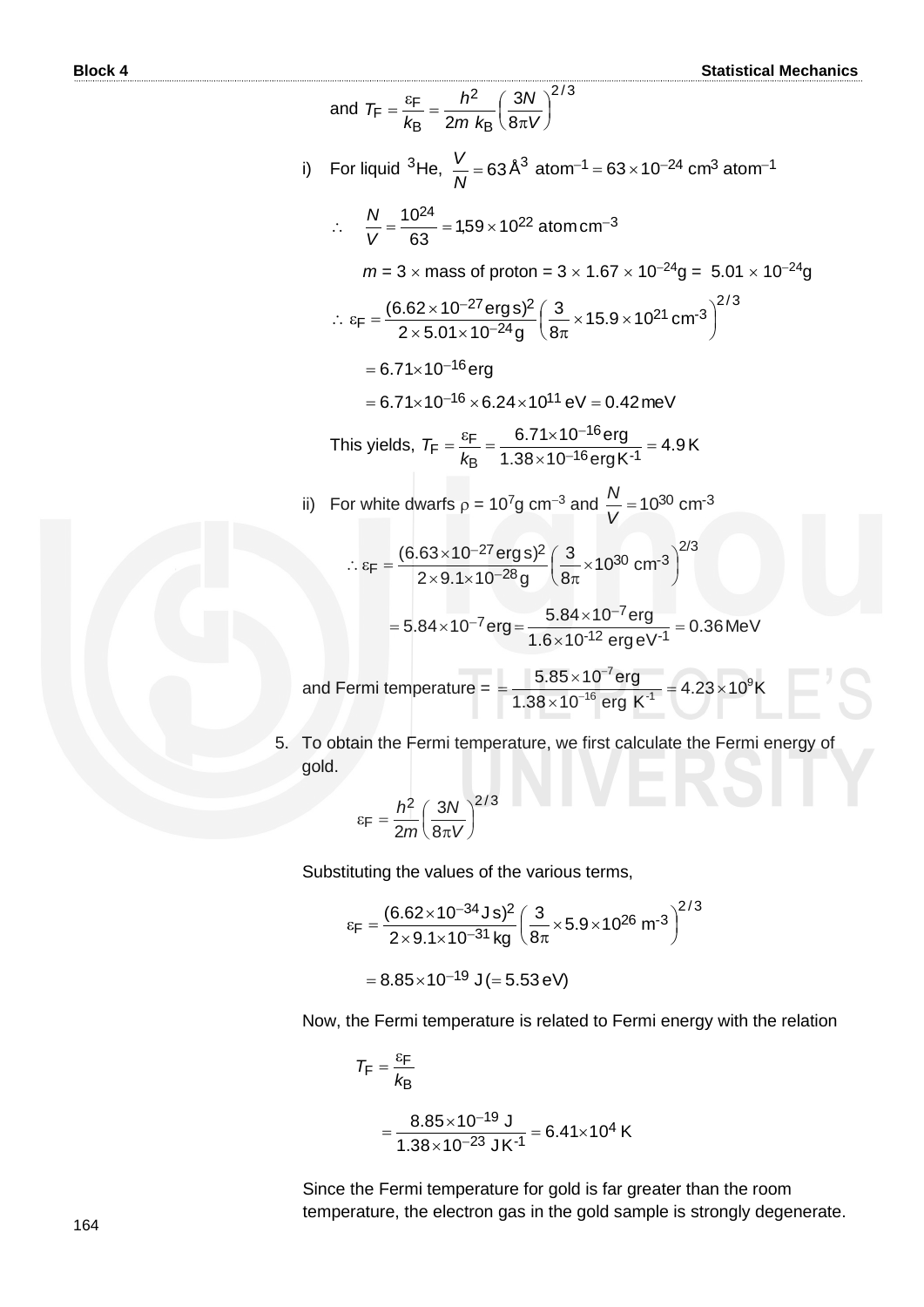and $T_F = \frac{\varepsilon_F}{k_B} = \frac{h^2}{2m\, k_B}\left(\frac{3N}{8\pi V}\right)^{2/3}$

i) For liquid $^3$He, $\frac{V}{N} = 63\,\text{Å}^3$ atom$^{-1}$ $= 63\times10^{-24}$ cm$^3$ atom$^{-1}$

$$\therefore \quad \frac{N}{V} = \frac{10^{24}}{63} = 1.59\times10^{22}\ \text{atom cm}^{-3}$$

$m = 3 \times$ mass of proton $= 3 \times 1.67 \times 10^{-24}$g $= 5.01 \times 10^{-24}$g

$$\therefore\ \varepsilon_F = \frac{(6.62\times10^{-27}\,\text{erg s})^2}{2\times5.01\times10^{-24}\,\text{g}}\left(\frac{3}{8\pi}\times15.9\times10^{21}\,\text{cm}^{-3}\right)^{2/3}$$

$$= 6.71\times10^{-16}\,\text{erg}$$

$$= 6.71\times10^{-16}\times6.24\times10^{11}\,\text{eV} = 0.42\,\text{meV}$$

This yields, $T_F = \frac{\varepsilon_F}{k_B} = \frac{6.71\times10^{-16}\,\text{erg}}{1.38\times10^{-16}\,\text{erg K}^{-1}} = 4.9\,\text{K}$

ii) For white dwarfs $\rho = 10^7$g cm$^{-3}$ and $\frac{N}{V} = 10^{30}$ cm$^{-3}$

$$\therefore\ \varepsilon_F = \frac{(6.63\times10^{-27}\,\text{erg s})^2}{2\times9.1\times10^{-28}\,\text{g}}\left(\frac{3}{8\pi}\times10^{30}\ \text{cm}^{-3}\right)^{2/3}$$

$$= 5.84\times10^{-7}\,\text{erg} = \frac{5.84\times10^{-7}\,\text{erg}}{1.6\times10^{-12}\ \text{erg eV}^{-1}} = 0.36\,\text{MeV}$$

and Fermi temperature = $= \frac{5.85\times10^{-7}\text{erg}}{1.38\times10^{-16}\ \text{erg K}^{-1}} = 4.23\times10^{9}\text{K}$

5. To obtain the Fermi temperature, we first calculate the Fermi energy of gold.

$$\varepsilon_F = \frac{h^2}{2m}\left(\frac{3N}{8\pi V}\right)^{2/3}$$

Substituting the values of the various terms,

$$\varepsilon_F = \frac{(6.62\times10^{-34}\,\text{J s})^2}{2\times9.1\times10^{-31}\,\text{kg}}\left(\frac{3}{8\pi}\times5.9\times10^{26}\ \text{m}^{-3}\right)^{2/3}$$

$$= 8.85\times10^{-19}\ \text{J}\,(= 5.53\,\text{eV})$$

Now, the Fermi temperature is related to Fermi energy with the relation

$$T_F = \frac{\varepsilon_F}{k_B}$$

$$= \frac{8.85\times10^{-19}\ \text{J}}{1.38\times10^{-23}\ \text{J K}^{-1}} = 6.41\times10^{4}\ \text{K}$$

Since the Fermi temperature for gold is far greater than the room temperature, the electron gas in the gold sample is strongly degenerate.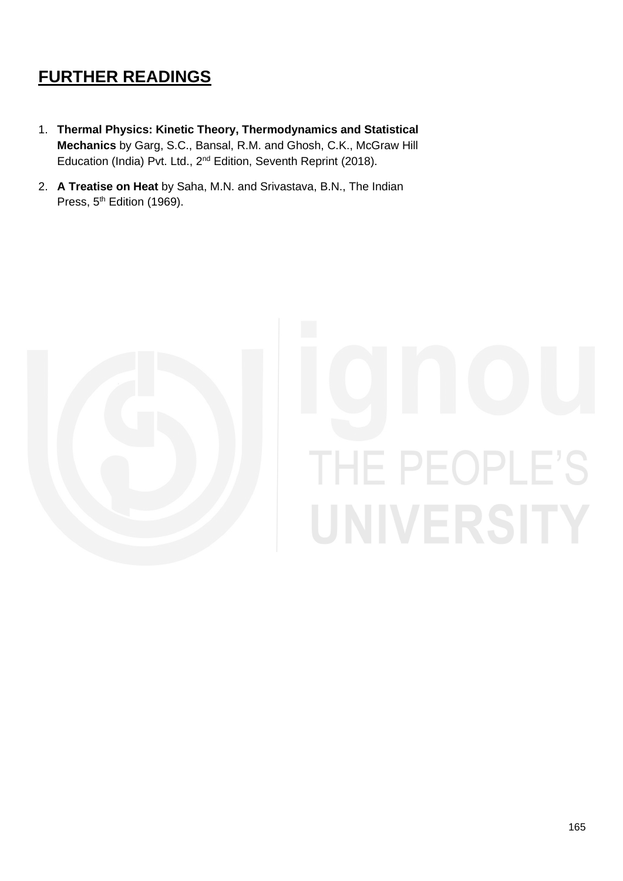# FURTHER READINGS

1. **Thermal Physics: Kinetic Theory, Thermodynamics and Statistical Mechanics** by Garg, S.C., Bansal, R.M. and Ghosh, C.K., McGraw Hill Education (India) Pvt. Ltd., 2nd Edition, Seventh Reprint (2018).
2. **A Treatise on Heat** by Saha, M.N. and Srivastava, B.N., The Indian Press, 5th Edition (1969).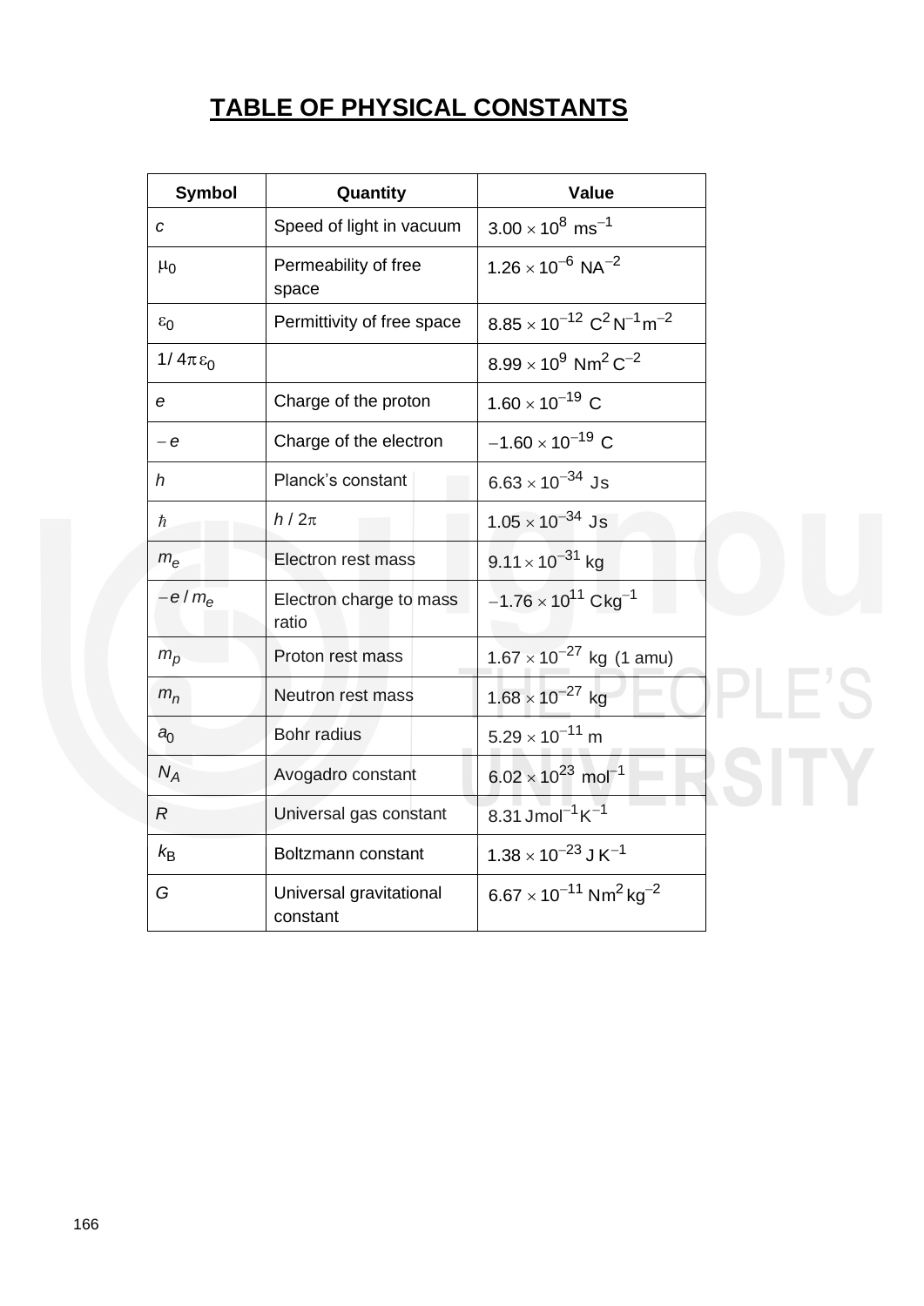# TABLE OF PHYSICAL CONSTANTS

| Symbol | Quantity | Value |
|---|---|---|
| $c$ | Speed of light in vacuum | $3.00 \times 10^{8}\ \text{ms}^{-1}$ |
| $\mu_0$ | Permeability of free space | $1.26 \times 10^{-6}\ \text{NA}^{-2}$ |
| $\varepsilon_0$ | Permittivity of free space | $8.85 \times 10^{-12}\ \text{C}^2\text{N}^{-1}\text{m}^{-2}$ |
| $1/4\pi\varepsilon_0$ | | $8.99 \times 10^{9}\ \text{Nm}^2\text{C}^{-2}$ |
| $e$ | Charge of the proton | $1.60 \times 10^{-19}\ \text{C}$ |
| $-e$ | Charge of the electron | $-1.60 \times 10^{-19}\ \text{C}$ |
| $h$ | Planck's constant | $6.63 \times 10^{-34}\ \text{Js}$ |
| $\hbar$ | $h/2\pi$ | $1.05 \times 10^{-34}\ \text{Js}$ |
| $m_e$ | Electron rest mass | $9.11 \times 10^{-31}\ \text{kg}$ |
| $-e/m_e$ | Electron charge to mass ratio | $-1.76 \times 10^{11}\ \text{Ckg}^{-1}$ |
| $m_p$ | Proton rest mass | $1.67 \times 10^{-27}\ \text{kg}$ (1 amu) |
| $m_n$ | Neutron rest mass | $1.68 \times 10^{-27}\ \text{kg}$ |
| $a_0$ | Bohr radius | $5.29 \times 10^{-11}\ \text{m}$ |
| $N_A$ | Avogadro constant | $6.02 \times 10^{23}\ \text{mol}^{-1}$ |
| $R$ | Universal gas constant | $8.31\ \text{Jmol}^{-1}\text{K}^{-1}$ |
| $k_B$ | Boltzmann constant | $1.38 \times 10^{-23}\ \text{JK}^{-1}$ |
| $G$ | Universal gravitational constant | $6.67 \times 10^{-11}\ \text{Nm}^2\text{kg}^{-2}$ |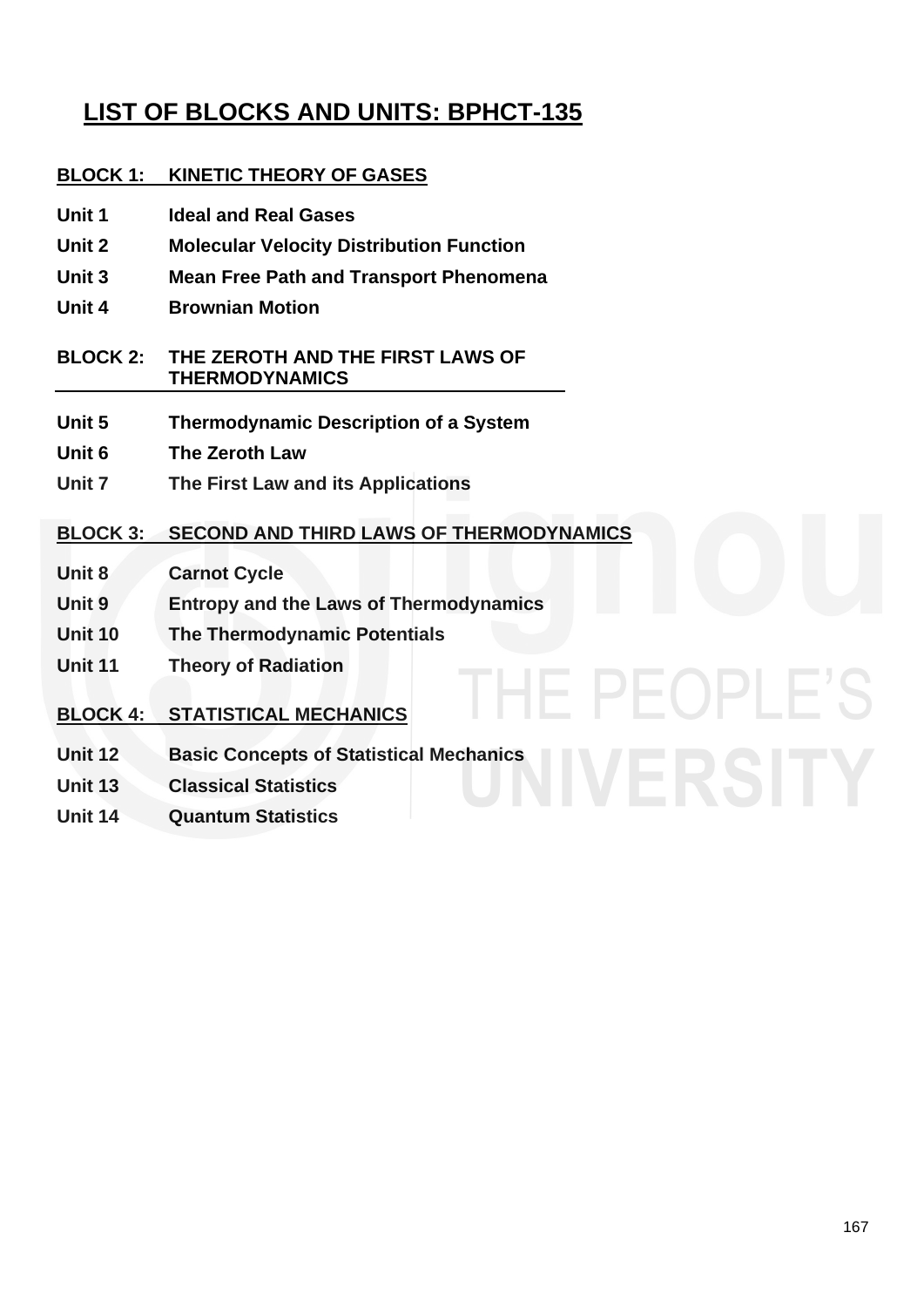# LIST OF BLOCKS AND UNITS: BPHCT-135

**BLOCK 1: KINETIC THEORY OF GASES**

**Unit 1** **Ideal and Real Gases**

**Unit 2** **Molecular Velocity Distribution Function**

**Unit 3** **Mean Free Path and Transport Phenomena**

**Unit 4** **Brownian Motion**

**BLOCK 2: THE ZEROTH AND THE FIRST LAWS OF THERMODYNAMICS**

**Unit 5** **Thermodynamic Description of a System**

**Unit 6** **The Zeroth Law**

**Unit 7** **The First Law and its Applications**

**BLOCK 3: SECOND AND THIRD LAWS OF THERMODYNAMICS**

**Unit 8** **Carnot Cycle**

**Unit 9** **Entropy and the Laws of Thermodynamics**

**Unit 10** **The Thermodynamic Potentials**

**Unit 11** **Theory of Radiation**

**BLOCK 4: STATISTICAL MECHANICS**

**Unit 12** **Basic Concepts of Statistical Mechanics**

**Unit 13** **Classical Statistics**

**Unit 14** **Quantum Statistics**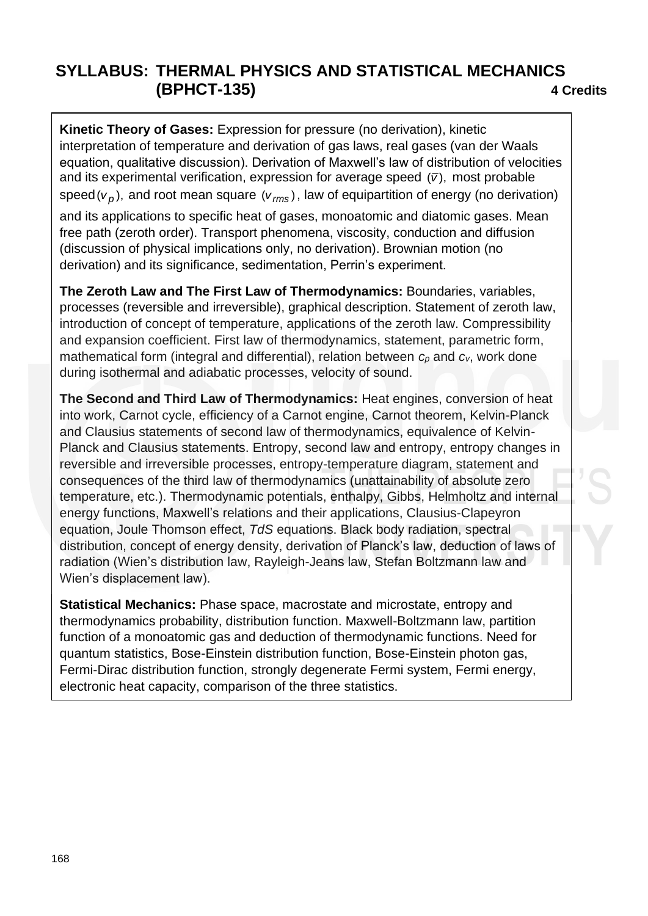# SYLLABUS: THERMAL PHYSICS AND STATISTICAL MECHANICS (BPHCT-135)

**4 Credits**

**Kinetic Theory of Gases:** Expression for pressure (no derivation), kinetic interpretation of temperature and derivation of gas laws, real gases (van der Waals equation, qualitative discussion). Derivation of Maxwell's law of distribution of velocities and its experimental verification, expression for average speed $(\overline{v})$, most probable speed $(v_p)$, and root mean square $(v_{rms})$, law of equipartition of energy (no derivation) and its applications to specific heat of gases, monoatomic and diatomic gases. Mean free path (zeroth order). Transport phenomena, viscosity, conduction and diffusion (discussion of physical implications only, no derivation). Brownian motion (no derivation) and its significance, sedimentation, Perrin's experiment.

**The Zeroth Law and The First Law of Thermodynamics:** Boundaries, variables, processes (reversible and irreversible), graphical description. Statement of zeroth law, introduction of concept of temperature, applications of the zeroth law. Compressibility and expansion coefficient. First law of thermodynamics, statement, parametric form, mathematical form (integral and differential), relation between $c_p$ and $c_v$, work done during isothermal and adiabatic processes, velocity of sound.

**The Second and Third Law of Thermodynamics:** Heat engines, conversion of heat into work, Carnot cycle, efficiency of a Carnot engine, Carnot theorem, Kelvin-Planck and Clausius statements of second law of thermodynamics, equivalence of Kelvin-Planck and Clausius statements. Entropy, second law and entropy, entropy changes in reversible and irreversible processes, entropy-temperature diagram, statement and consequences of the third law of thermodynamics (unattainability of absolute zero temperature, etc.). Thermodynamic potentials, enthalpy, Gibbs, Helmholtz and internal energy functions, Maxwell's relations and their applications, Clausius-Clapeyron equation, Joule Thomson effect, *TdS* equations. Black body radiation, spectral distribution, concept of energy density, derivation of Planck's law, deduction of laws of radiation (Wien's distribution law, Rayleigh-Jeans law, Stefan Boltzmann law and Wien's displacement law).

**Statistical Mechanics:** Phase space, macrostate and microstate, entropy and thermodynamics probability, distribution function. Maxwell-Boltzmann law, partition function of a monoatomic gas and deduction of thermodynamic functions. Need for quantum statistics, Bose-Einstein distribution function, Bose-Einstein photon gas, Fermi-Dirac distribution function, strongly degenerate Fermi system, Fermi energy, electronic heat capacity, comparison of the three statistics.